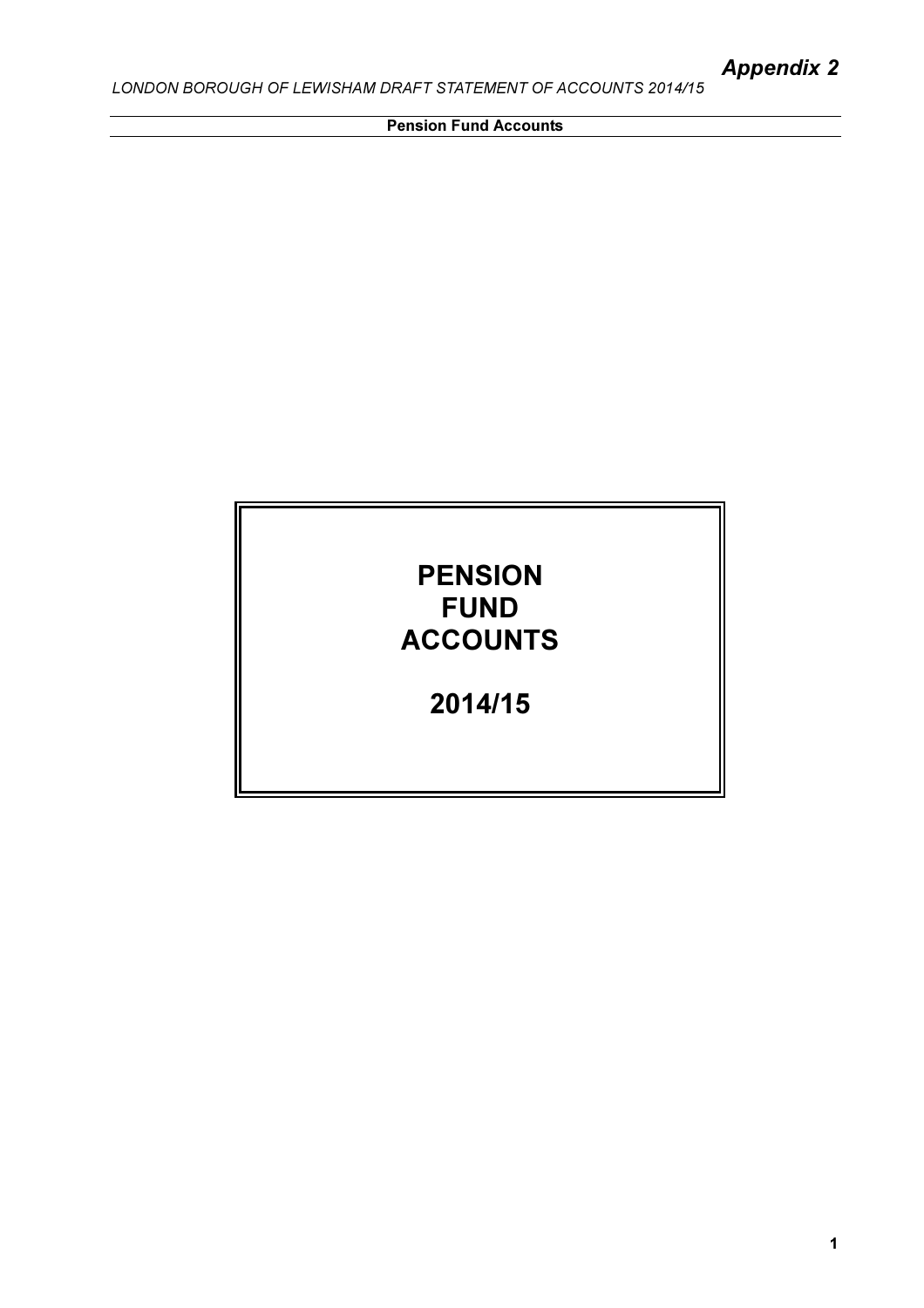*Appendix 2*

# PENSION FUND ACCOUNTS

# 2014/15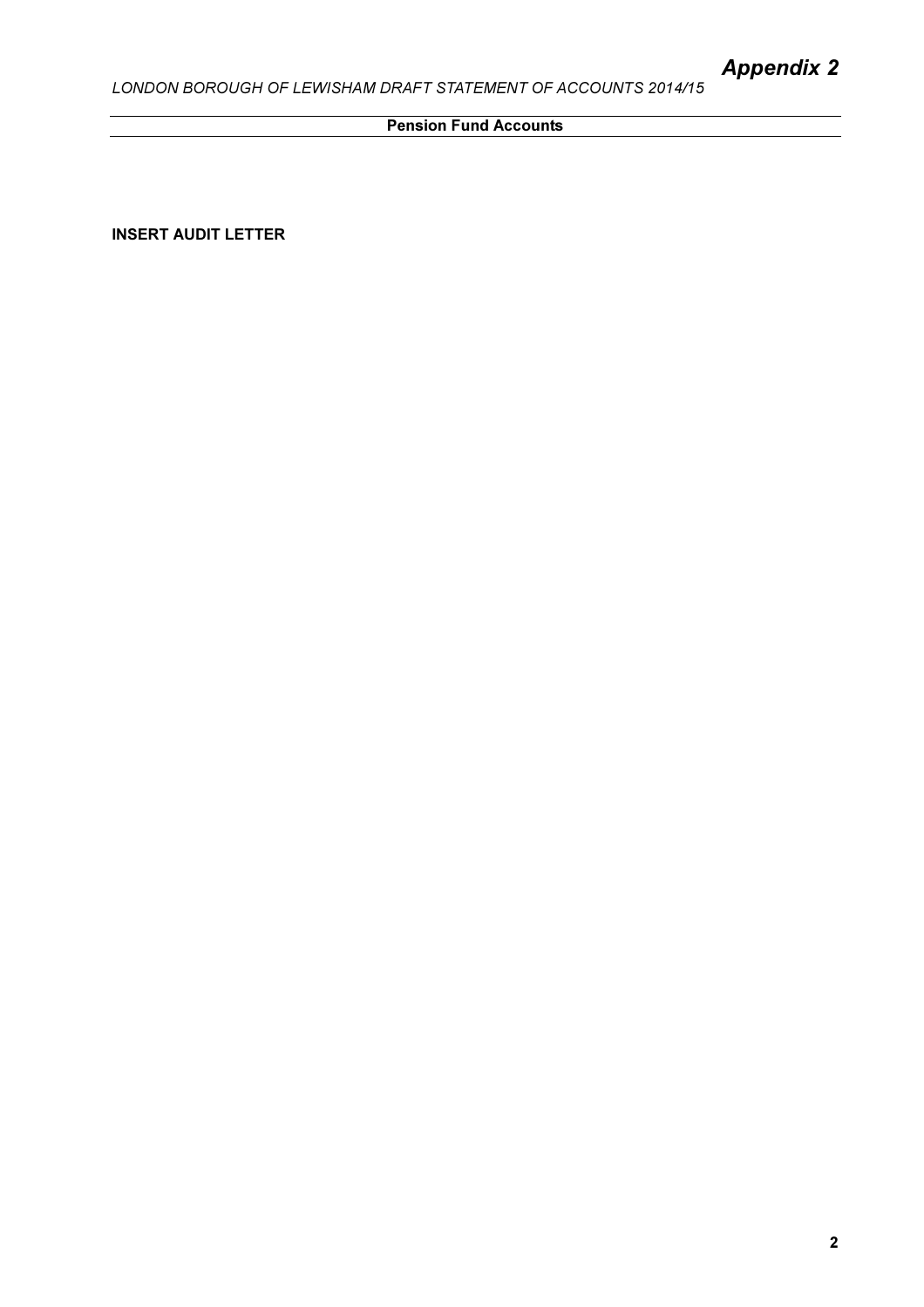# Appendix 2

## Pension Fund Accounts

**INSERT AUDIT LETTER**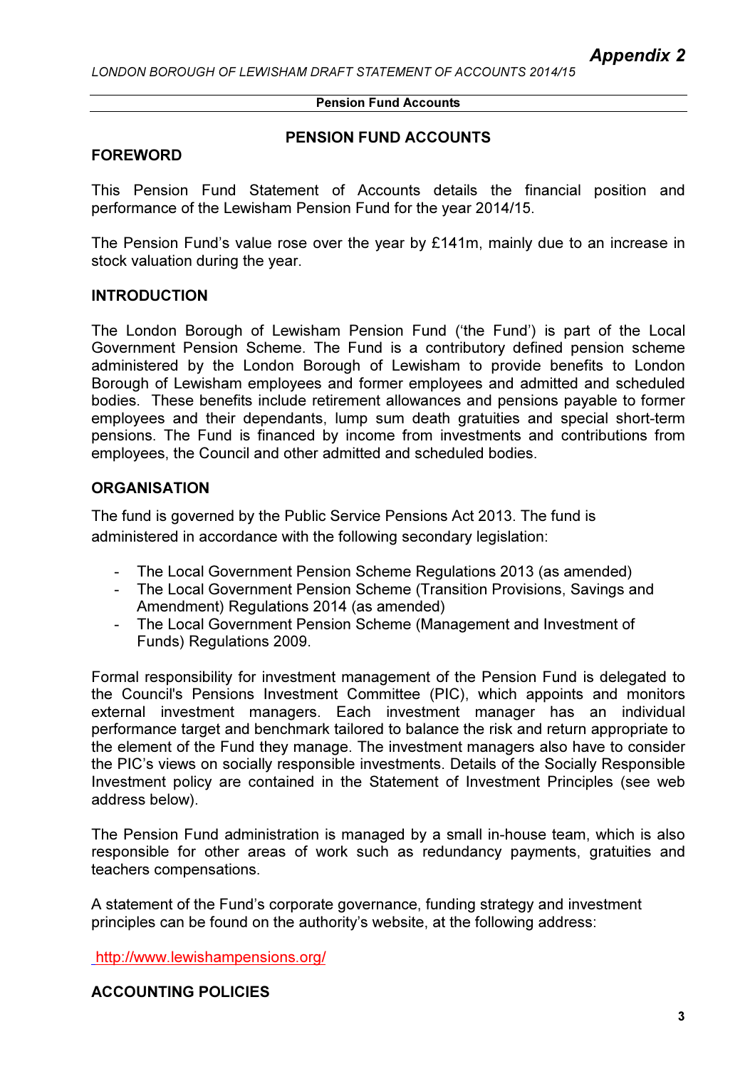# PENSION FUND ACCOUNTS

## FOREWORD

This Pension Fund Statement of Accounts details the financial position and performance of the Lewisham Pension Fund for the year 2014/15.

The Pension Fund's value rose over the year by £141m, mainly due to an increase in stock valuation during the year.

## INTRODUCTION

The London Borough of Lewisham Pension Fund ('the Fund') is part of the Local Government Pension Scheme. The Fund is a contributory defined pension scheme administered by the London Borough of Lewisham to provide benefits to London Borough of Lewisham employees and former employees and admitted and scheduled bodies. These benefits include retirement allowances and pensions payable to former employees and their dependants, lump sum death gratuities and special short-term pensions. The Fund is financed by income from investments and contributions from employees, the Council and other admitted and scheduled bodies.

## ORGANISATION

The fund is governed by the Public Service Pensions Act 2013. The fund is administered in accordance with the following secondary legislation:

- The Local Government Pension Scheme Regulations 2013 (as amended)
- The Local Government Pension Scheme (Transition Provisions, Savings and Amendment) Regulations 2014 (as amended)
- The Local Government Pension Scheme (Management and Investment of Funds) Regulations 2009.

Formal responsibility for investment management of the Pension Fund is delegated to the Council's Pensions Investment Committee (PIC), which appoints and monitors external investment managers. Each investment manager has an individual performance target and benchmark tailored to balance the risk and return appropriate to the element of the Fund they manage. The investment managers also have to consider the PIC's views on socially responsible investments. Details of the Socially Responsible Investment policy are contained in the Statement of Investment Principles (see web address below).

The Pension Fund administration is managed by a small in-house team, which is also responsible for other areas of work such as redundancy payments, gratuities and teachers compensations.

A statement of the Fund's corporate governance, funding strategy and investment principles can be found on the authority's website, at the following address:

http://www.lewishampensions.org/

## ACCOUNTING POLICIES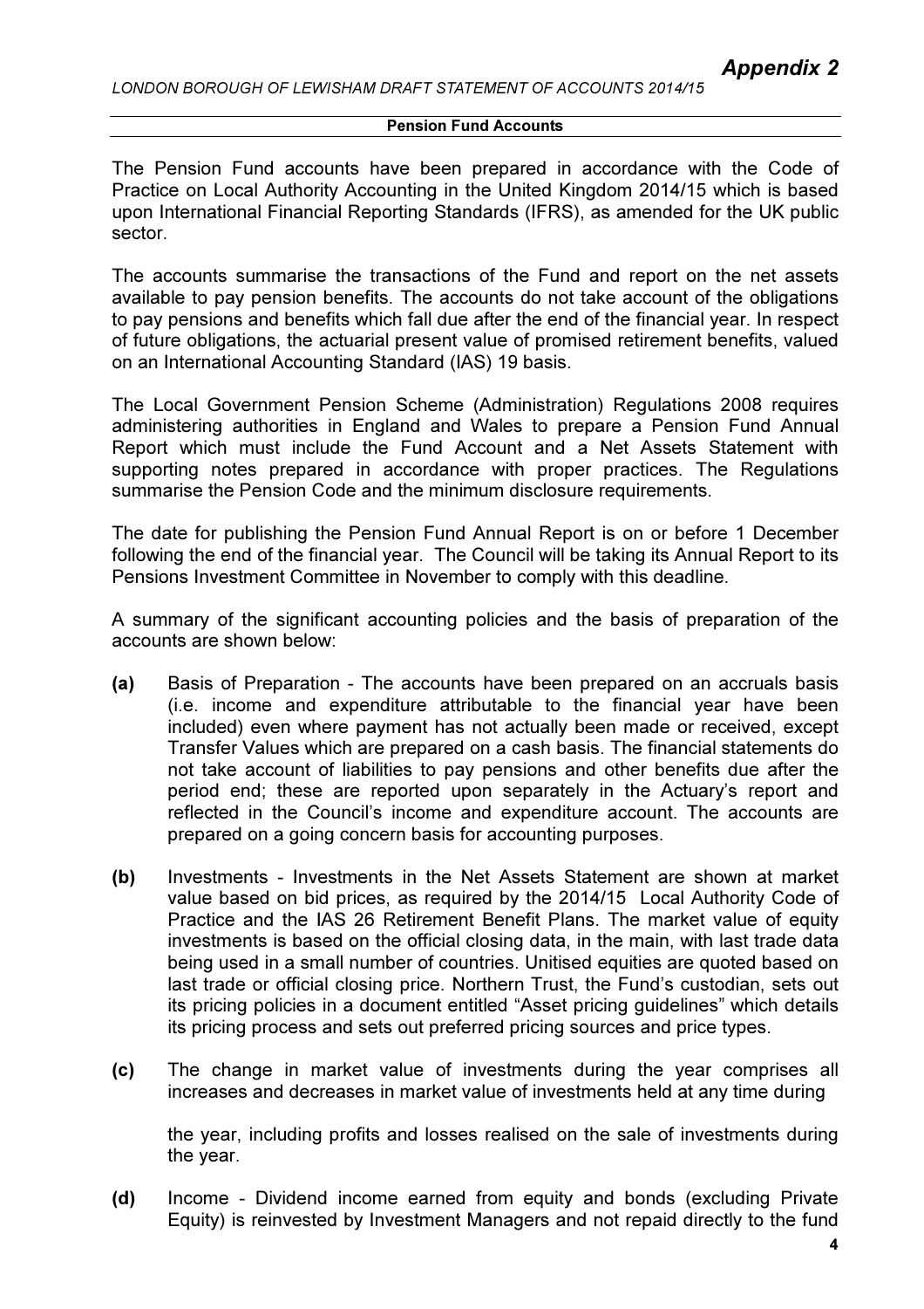**Pension Fund Accounts**

The Pension Fund accounts have been prepared in accordance with the Code of Practice on Local Authority Accounting in the United Kingdom 2014/15 which is based upon International Financial Reporting Standards (IFRS), as amended for the UK public sector.

The accounts summarise the transactions of the Fund and report on the net assets available to pay pension benefits. The accounts do not take account of the obligations to pay pensions and benefits which fall due after the end of the financial year. In respect of future obligations, the actuarial present value of promised retirement benefits, valued on an International Accounting Standard (IAS) 19 basis.

The Local Government Pension Scheme (Administration) Regulations 2008 requires administering authorities in England and Wales to prepare a Pension Fund Annual Report which must include the Fund Account and a Net Assets Statement with supporting notes prepared in accordance with proper practices. The Regulations summarise the Pension Code and the minimum disclosure requirements.

The date for publishing the Pension Fund Annual Report is on or before 1 December following the end of the financial year. The Council will be taking its Annual Report to its Pensions Investment Committee in November to comply with this deadline.

A summary of the significant accounting policies and the basis of preparation of the accounts are shown below:

**(a)** Basis of Preparation - The accounts have been prepared on an accruals basis (i.e. income and expenditure attributable to the financial year have been included) even where payment has not actually been made or received, except Transfer Values which are prepared on a cash basis. The financial statements do not take account of liabilities to pay pensions and other benefits due after the period end; these are reported upon separately in the Actuary's report and reflected in the Council's income and expenditure account. The accounts are prepared on a going concern basis for accounting purposes.

**(b)** Investments - Investments in the Net Assets Statement are shown at market value based on bid prices, as required by the 2014/15 Local Authority Code of Practice and the IAS 26 Retirement Benefit Plans. The market value of equity investments is based on the official closing data, in the main, with last trade data being used in a small number of countries. Unitised equities are quoted based on last trade or official closing price. Northern Trust, the Fund's custodian, sets out its pricing policies in a document entitled "Asset pricing guidelines" which details its pricing process and sets out preferred pricing sources and price types.

**(c)** The change in market value of investments during the year comprises all increases and decreases in market value of investments held at any time during the year, including profits and losses realised on the sale of investments during the year.

**(d)** Income - Dividend income earned from equity and bonds (excluding Private Equity) is reinvested by Investment Managers and not repaid directly to the fund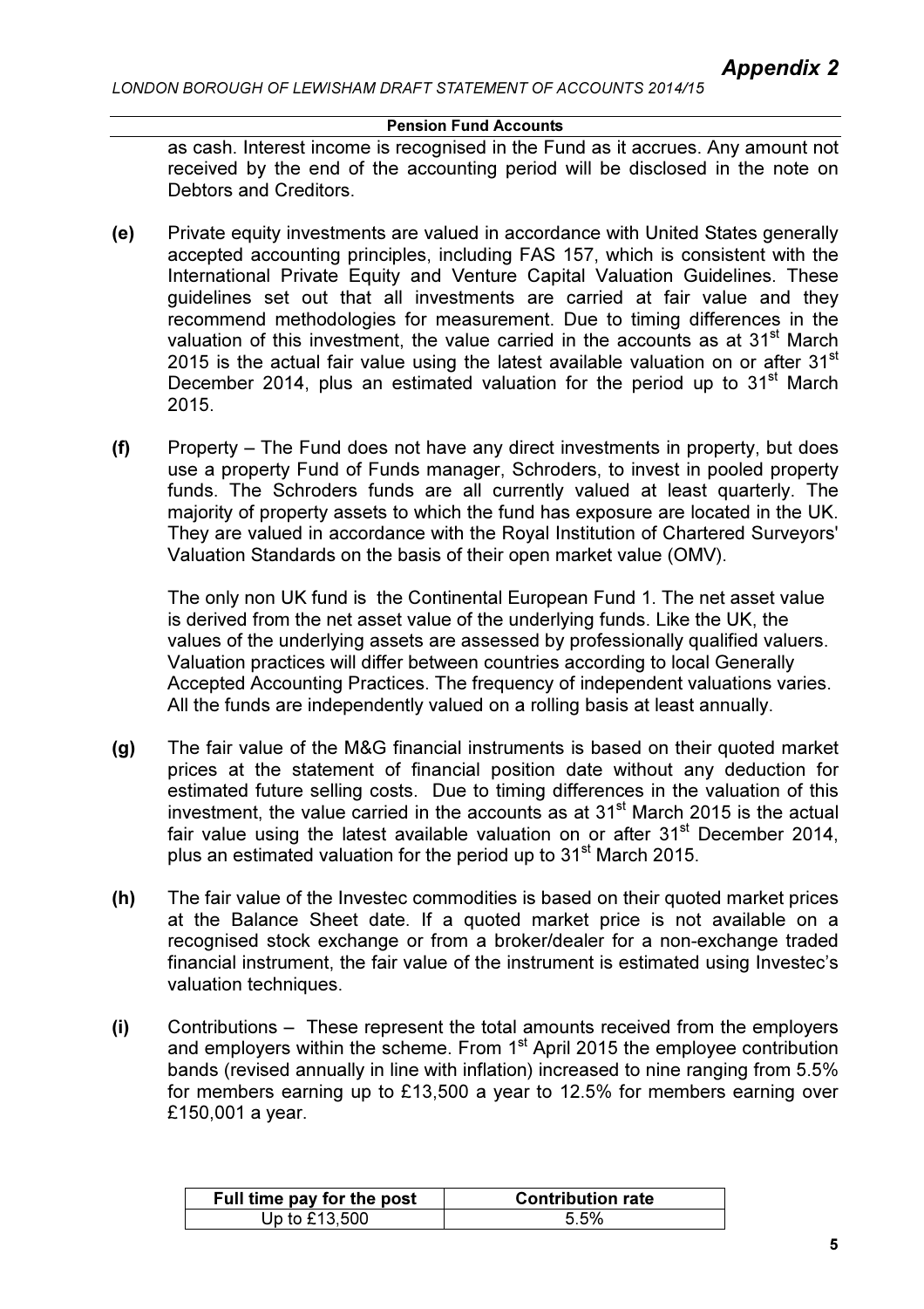as cash. Interest income is recognised in the Fund as it accrues. Any amount not received by the end of the accounting period will be disclosed in the note on Debtors and Creditors.

**(e)** Private equity investments are valued in accordance with United States generally accepted accounting principles, including FAS 157, which is consistent with the International Private Equity and Venture Capital Valuation Guidelines. These guidelines set out that all investments are carried at fair value and they recommend methodologies for measurement. Due to timing differences in the valuation of this investment, the value carried in the accounts as at 31st March 2015 is the actual fair value using the latest available valuation on or after 31st December 2014, plus an estimated valuation for the period up to 31st March 2015.

**(f)** Property – The Fund does not have any direct investments in property, but does use a property Fund of Funds manager, Schroders, to invest in pooled property funds. The Schroders funds are all currently valued at least quarterly. The majority of property assets to which the fund has exposure are located in the UK. They are valued in accordance with the Royal Institution of Chartered Surveyors' Valuation Standards on the basis of their open market value (OMV).

The only non UK fund is the Continental European Fund 1. The net asset value is derived from the net asset value of the underlying funds. Like the UK, the values of the underlying assets are assessed by professionally qualified valuers. Valuation practices will differ between countries according to local Generally Accepted Accounting Practices. The frequency of independent valuations varies. All the funds are independently valued on a rolling basis at least annually.

**(g)** The fair value of the M&G financial instruments is based on their quoted market prices at the statement of financial position date without any deduction for estimated future selling costs. Due to timing differences in the valuation of this investment, the value carried in the accounts as at 31st March 2015 is the actual fair value using the latest available valuation on or after 31st December 2014, plus an estimated valuation for the period up to 31st March 2015.

**(h)** The fair value of the Investec commodities is based on their quoted market prices at the Balance Sheet date. If a quoted market price is not available on a recognised stock exchange or from a broker/dealer for a non-exchange traded financial instrument, the fair value of the instrument is estimated using Investec's valuation techniques.

**(i)** Contributions – These represent the total amounts received from the employers and employers within the scheme. From 1st April 2015 the employee contribution bands (revised annually in line with inflation) increased to nine ranging from 5.5% for members earning up to £13,500 a year to 12.5% for members earning over £150,001 a year.

| Full time pay for the post | Contribution rate |
|---|---|
| Up to £13,500 | 5.5% |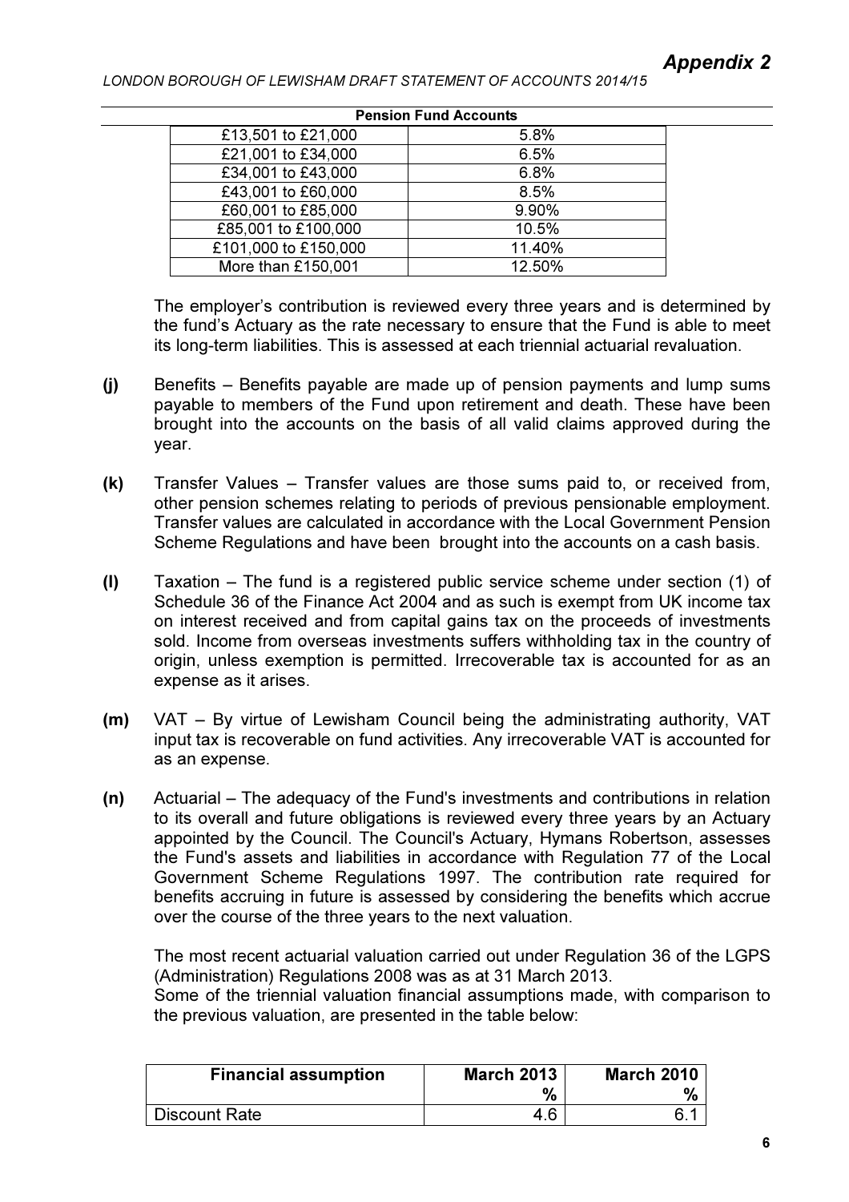**Pension Fund Accounts**

| | |
|---|---|
| £13,501 to £21,000 | 5.8% |
| £21,001 to £34,000 | 6.5% |
| £34,001 to £43,000 | 6.8% |
| £43,001 to £60,000 | 8.5% |
| £60,001 to £85,000 | 9.90% |
| £85,001 to £100,000 | 10.5% |
| £101,000 to £150,000 | 11.40% |
| More than £150,001 | 12.50% |

The employer's contribution is reviewed every three years and is determined by the fund's Actuary as the rate necessary to ensure that the Fund is able to meet its long-term liabilities. This is assessed at each triennial actuarial revaluation.

**(j)** Benefits – Benefits payable are made up of pension payments and lump sums payable to members of the Fund upon retirement and death. These have been brought into the accounts on the basis of all valid claims approved during the year.

**(k)** Transfer Values – Transfer values are those sums paid to, or received from, other pension schemes relating to periods of previous pensionable employment. Transfer values are calculated in accordance with the Local Government Pension Scheme Regulations and have been brought into the accounts on a cash basis.

**(l)** Taxation – The fund is a registered public service scheme under section (1) of Schedule 36 of the Finance Act 2004 and as such is exempt from UK income tax on interest received and from capital gains tax on the proceeds of investments sold. Income from overseas investments suffers withholding tax in the country of origin, unless exemption is permitted. Irrecoverable tax is accounted for as an expense as it arises.

**(m)** VAT – By virtue of Lewisham Council being the administrating authority, VAT input tax is recoverable on fund activities. Any irrecoverable VAT is accounted for as an expense.

**(n)** Actuarial – The adequacy of the Fund's investments and contributions in relation to its overall and future obligations is reviewed every three years by an Actuary appointed by the Council. The Council's Actuary, Hymans Robertson, assesses the Fund's assets and liabilities in accordance with Regulation 77 of the Local Government Scheme Regulations 1997. The contribution rate required for benefits accruing in future is assessed by considering the benefits which accrue over the course of the three years to the next valuation.

The most recent actuarial valuation carried out under Regulation 36 of the LGPS (Administration) Regulations 2008 was as at 31 March 2013.
Some of the triennial valuation financial assumptions made, with comparison to the previous valuation, are presented in the table below:

| Financial assumption | March 2013 % | March 2010 % |
|---|---|---|
| Discount Rate | 4.6 | 6.1 |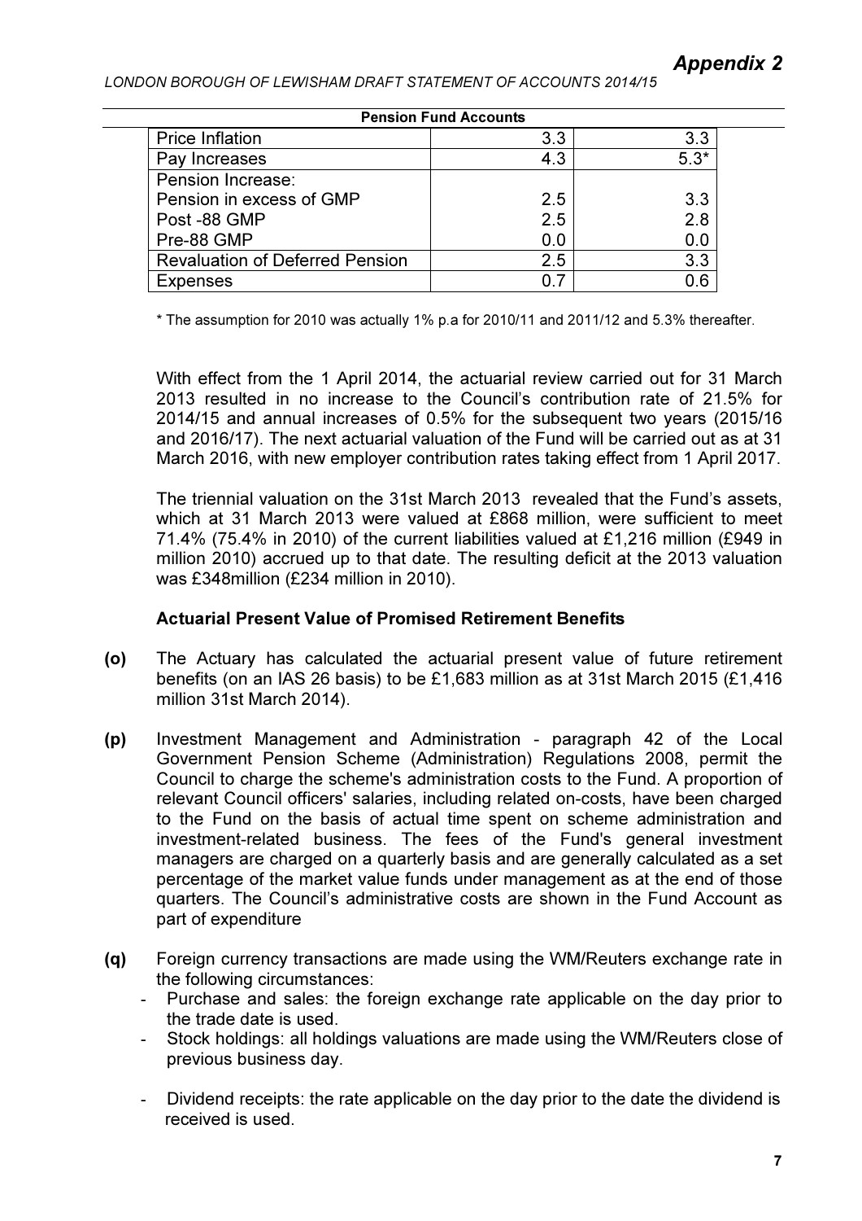**Pension Fund Accounts**

| | | |
|---|---|---|
| Price Inflation | 3.3 | 3.3 |
| Pay Increases | 4.3 | 5.3* |
| Pension Increase:<br>Pension in excess of GMP<br>Post -88 GMP<br>Pre-88 GMP | <br>2.5<br>2.5<br>0.0 | <br>3.3<br>2.8<br>0.0 |
| Revaluation of Deferred Pension | 2.5 | 3.3 |
| Expenses | 0.7 | 0.6 |

* The assumption for 2010 was actually 1% p.a for 2010/11 and 2011/12 and 5.3% thereafter.

With effect from the 1 April 2014, the actuarial review carried out for 31 March 2013 resulted in no increase to the Council's contribution rate of 21.5% for 2014/15 and annual increases of 0.5% for the subsequent two years (2015/16 and 2016/17). The next actuarial valuation of the Fund will be carried out as at 31 March 2016, with new employer contribution rates taking effect from 1 April 2017.

The triennial valuation on the 31st March 2013 revealed that the Fund's assets, which at 31 March 2013 were valued at £868 million, were sufficient to meet 71.4% (75.4% in 2010) of the current liabilities valued at £1,216 million (£949 in million 2010) accrued up to that date. The resulting deficit at the 2013 valuation was £348million (£234 million in 2010).

**Actuarial Present Value of Promised Retirement Benefits**

**(o)** The Actuary has calculated the actuarial present value of future retirement benefits (on an IAS 26 basis) to be £1,683 million as at 31st March 2015 (£1,416 million 31st March 2014).

**(p)** Investment Management and Administration - paragraph 42 of the Local Government Pension Scheme (Administration) Regulations 2008, permit the Council to charge the scheme's administration costs to the Fund. A proportion of relevant Council officers' salaries, including related on-costs, have been charged to the Fund on the basis of actual time spent on scheme administration and investment-related business. The fees of the Fund's general investment managers are charged on a quarterly basis and are generally calculated as a set percentage of the market value funds under management as at the end of those quarters. The Council's administrative costs are shown in the Fund Account as part of expenditure

**(q)** Foreign currency transactions are made using the WM/Reuters exchange rate in the following circumstances:

- Purchase and sales: the foreign exchange rate applicable on the day prior to the trade date is used.
- Stock holdings: all holdings valuations are made using the WM/Reuters close of previous business day.
- Dividend receipts: the rate applicable on the day prior to the date the dividend is received is used.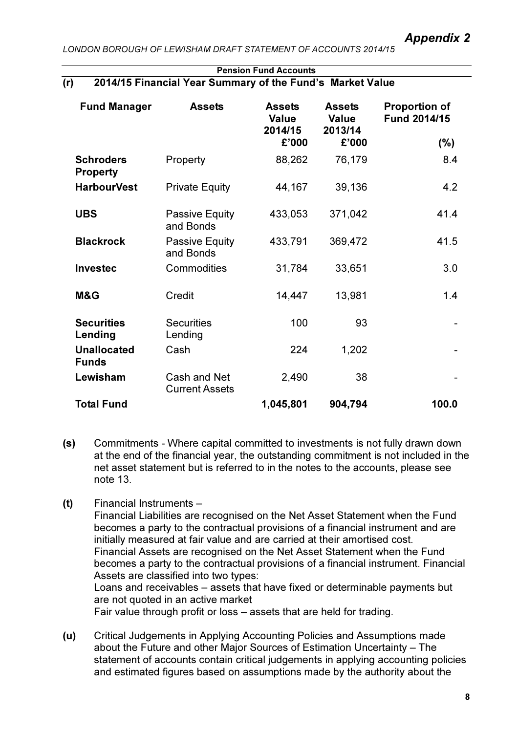**Appendix 2**

Pension Fund Accounts

**(r) 2014/15 Financial Year Summary of the Fund's Market Value**

| Fund Manager | Assets | Assets Value 2014/15 £'000 | Assets Value 2013/14 £'000 | Proportion of Fund 2014/15 (%) |
|---|---|---|---|---|
| **Schroders Property** | Property | 88,262 | 76,179 | 8.4 |
| **HarbourVest** | Private Equity | 44,167 | 39,136 | 4.2 |
| **UBS** | Passive Equity and Bonds | 433,053 | 371,042 | 41.4 |
| **Blackrock** | Passive Equity and Bonds | 433,791 | 369,472 | 41.5 |
| **Investec** | Commodities | 31,784 | 33,651 | 3.0 |
| **M&G** | Credit | 14,447 | 13,981 | 1.4 |
| **Securities Lending** | Securities Lending | 100 | 93 | - |
| **Unallocated Funds** | Cash | 224 | 1,202 | - |
| **Lewisham** | Cash and Net Current Assets | 2,490 | 38 | - |
| **Total Fund** | | **1,045,801** | **904,794** | **100.0** |

**(s)** Commitments - Where capital committed to investments is not fully drawn down at the end of the financial year, the outstanding commitment is not included in the net asset statement but is referred to in the notes to the accounts, please see note 13.

**(t)** Financial Instruments –
Financial Liabilities are recognised on the Net Asset Statement when the Fund becomes a party to the contractual provisions of a financial instrument and are initially measured at fair value and are carried at their amortised cost.
Financial Assets are recognised on the Net Asset Statement when the Fund becomes a party to the contractual provisions of a financial instrument. Financial Assets are classified into two types:
Loans and receivables – assets that have fixed or determinable payments but are not quoted in an active market
Fair value through profit or loss – assets that are held for trading.

**(u)** Critical Judgements in Applying Accounting Policies and Assumptions made about the Future and other Major Sources of Estimation Uncertainty – The statement of accounts contain critical judgements in applying accounting policies and estimated figures based on assumptions made by the authority about the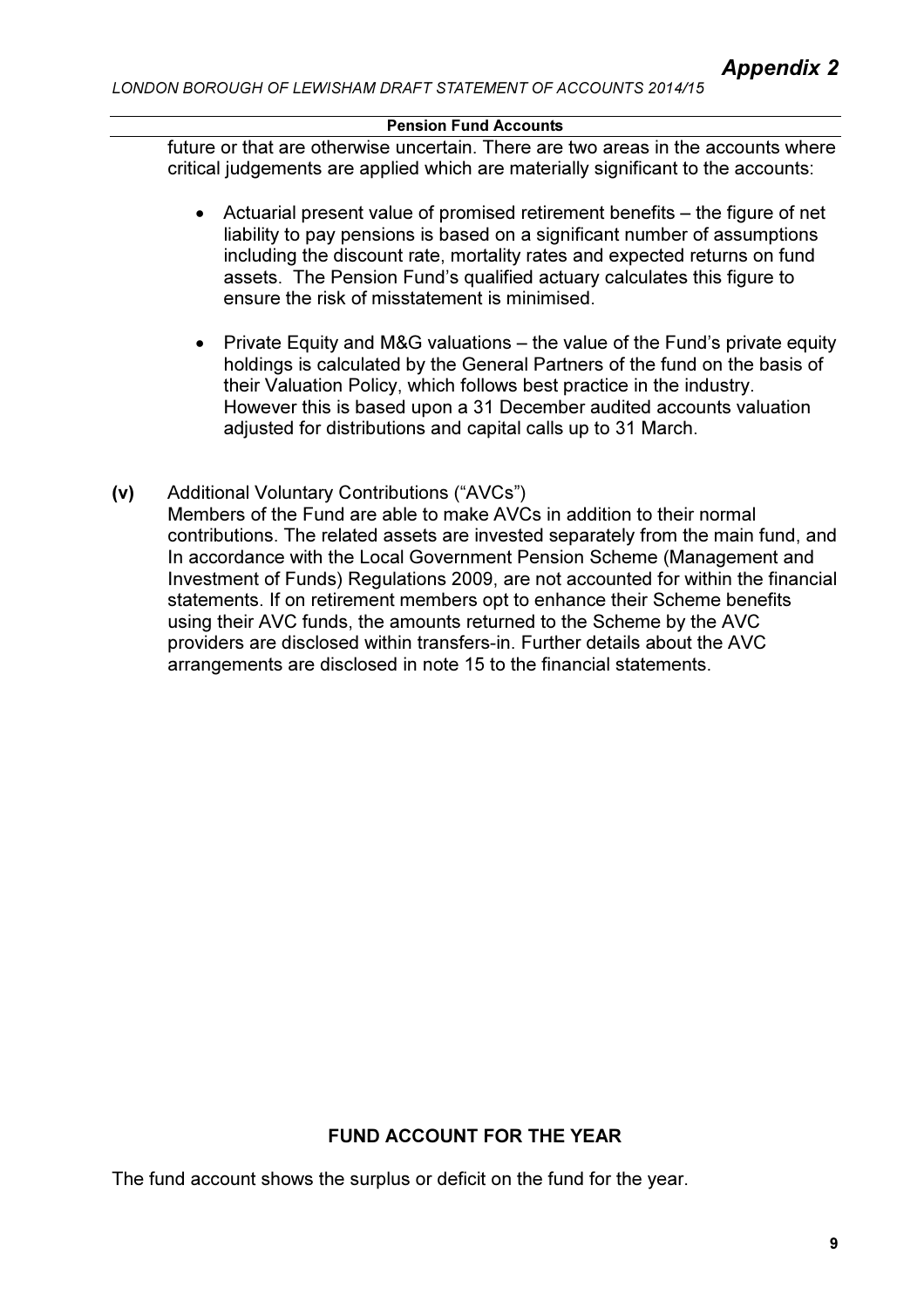future or that are otherwise uncertain. There are two areas in the accounts where critical judgements are applied which are materially significant to the accounts:

- Actuarial present value of promised retirement benefits – the figure of net liability to pay pensions is based on a significant number of assumptions including the discount rate, mortality rates and expected returns on fund assets. The Pension Fund's qualified actuary calculates this figure to ensure the risk of misstatement is minimised.

- Private Equity and M&G valuations – the value of the Fund's private equity holdings is calculated by the General Partners of the fund on the basis of their Valuation Policy, which follows best practice in the industry. However this is based upon a 31 December audited accounts valuation adjusted for distributions and capital calls up to 31 March.

**(v)** Additional Voluntary Contributions ("AVCs")

Members of the Fund are able to make AVCs in addition to their normal contributions. The related assets are invested separately from the main fund, and In accordance with the Local Government Pension Scheme (Management and Investment of Funds) Regulations 2009, are not accounted for within the financial statements. If on retirement members opt to enhance their Scheme benefits using their AVC funds, the amounts returned to the Scheme by the AVC providers are disclosed within transfers-in. Further details about the AVC arrangements are disclosed in note 15 to the financial statements.

## FUND ACCOUNT FOR THE YEAR

The fund account shows the surplus or deficit on the fund for the year.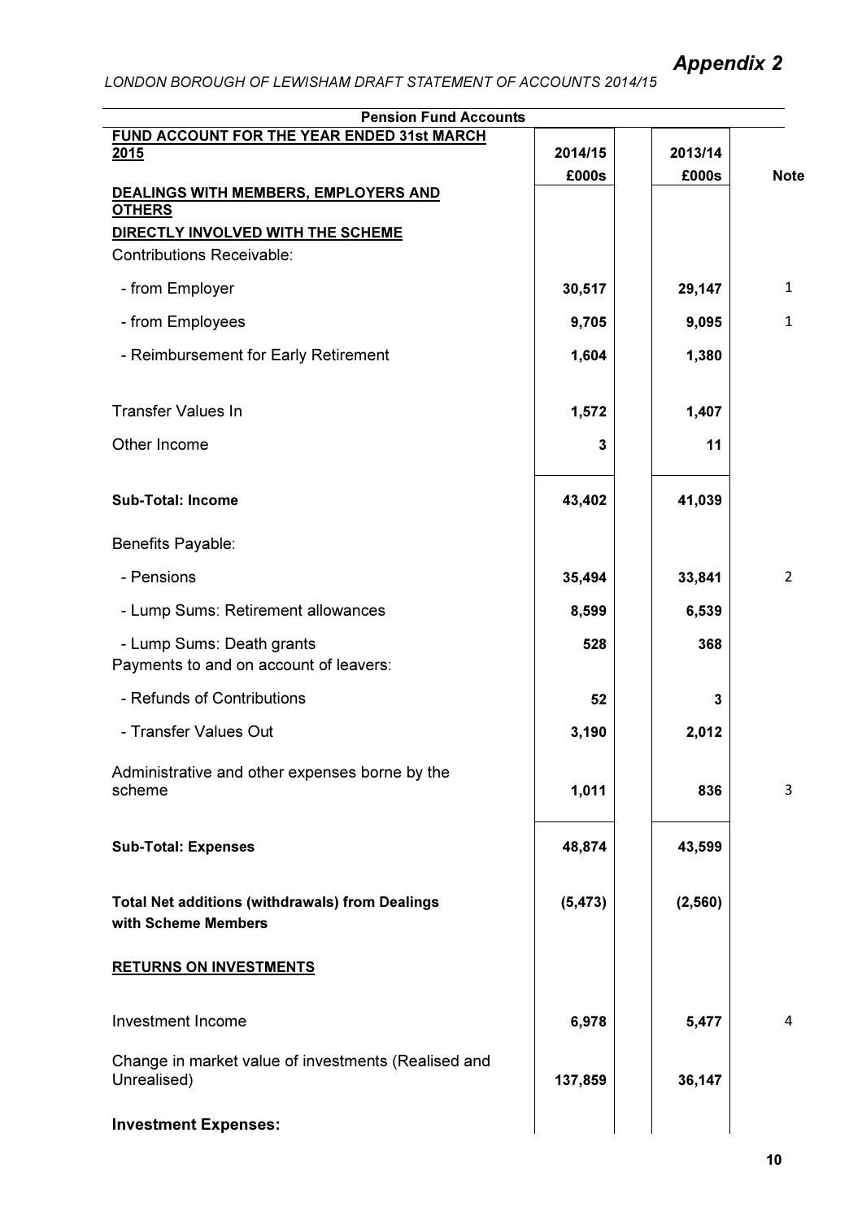# Appendix 2

*LONDON BOROUGH OF LEWISHAM DRAFT STATEMENT OF ACCOUNTS 2014/15*

| Pension Fund Accounts | | | |
|---|---|---|---|
| **FUND ACCOUNT FOR THE YEAR ENDED 31st MARCH 2015** | **2014/15** | **2013/14** | |
| | **£000s** | **£000s** | **Note** |
| **DEALINGS WITH MEMBERS, EMPLOYERS AND OTHERS** | | | |
| **DIRECTLY INVOLVED WITH THE SCHEME** | | | |
| Contributions Receivable: | | | |
| - from Employer | **30,517** | **29,147** | 1 |
| - from Employees | **9,705** | **9,095** | 1 |
| - Reimbursement for Early Retirement | **1,604** | **1,380** | |
| Transfer Values In | **1,572** | **1,407** | |
| Other Income | **3** | **11** | |
| **Sub-Total: Income** | **43,402** | **41,039** | |
| Benefits Payable: | | | |
| - Pensions | **35,494** | **33,841** | 2 |
| - Lump Sums: Retirement allowances | **8,599** | **6,539** | |
| - Lump Sums: Death grants | **528** | **368** | |
| Payments to and on account of leavers: | | | |
| - Refunds of Contributions | **52** | **3** | |
| - Transfer Values Out | **3,190** | **2,012** | |
| Administrative and other expenses borne by the scheme | **1,011** | **836** | 3 |
| **Sub-Total: Expenses** | **48,874** | **43,599** | |
| **Total Net additions (withdrawals) from Dealings with Scheme Members** | **(5,473)** | **(2,560)** | |
| **RETURNS ON INVESTMENTS** | | | |
| Investment Income | **6,978** | **5,477** | 4 |
| Change in market value of investments (Realised and Unrealised) | **137,859** | **36,147** | |
| **Investment Expenses:** | | | |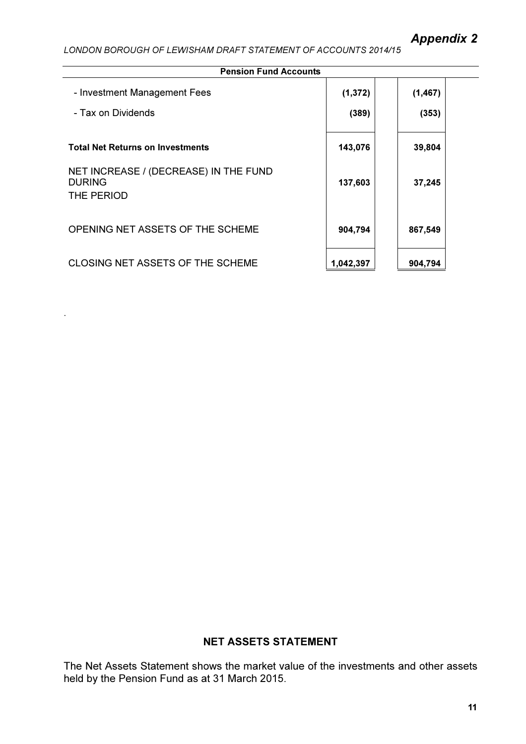*Appendix 2*

*LONDON BOROUGH OF LEWISHAM DRAFT STATEMENT OF ACCOUNTS 2014/15*

**Pension Fund Accounts**

| | | |
|---|---|---|
| - Investment Management Fees | (1,372) | (1,467) |
| - Tax on Dividends | (389) | (353) |
| **Total Net Returns on Investments** | 143,076 | 39,804 |
| NET INCREASE / (DECREASE) IN THE FUND DURING THE PERIOD | 137,603 | 37,245 |
| OPENING NET ASSETS OF THE SCHEME | 904,794 | 867,549 |
| CLOSING NET ASSETS OF THE SCHEME | 1,042,397 | 904,794 |

.

## NET ASSETS STATEMENT

The Net Assets Statement shows the market value of the investments and other assets held by the Pension Fund as at 31 March 2015.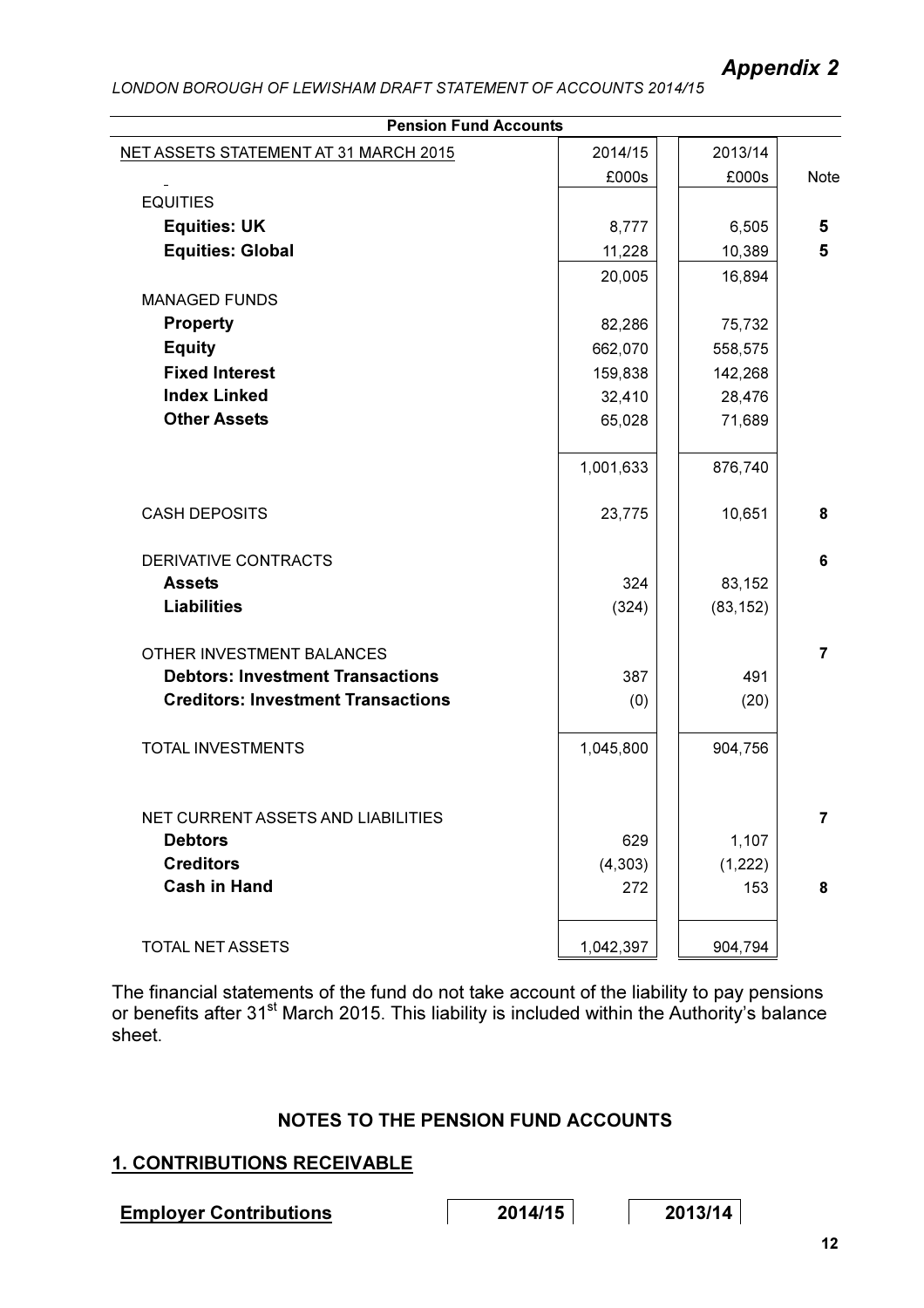*Appendix 2*

*LONDON BOROUGH OF LEWISHAM DRAFT STATEMENT OF ACCOUNTS 2014/15*

**Pension Fund Accounts**

| NET ASSETS STATEMENT AT 31 MARCH 2015 | 2014/15 | 2013/14 | |
|---|---|---|---|
| | £000s | £000s | Note |
| EQUITIES | | | |
| **Equities: UK** | 8,777 | 6,505 | **5** |
| **Equities: Global** | 11,228 | 10,389 | **5** |
| | 20,005 | 16,894 | |
| MANAGED FUNDS | | | |
| **Property** | 82,286 | 75,732 | |
| **Equity** | 662,070 | 558,575 | |
| **Fixed Interest** | 159,838 | 142,268 | |
| **Index Linked** | 32,410 | 28,476 | |
| **Other Assets** | 65,028 | 71,689 | |
| | 1,001,633 | 876,740 | |
| CASH DEPOSITS | 23,775 | 10,651 | **8** |
| DERIVATIVE CONTRACTS | | | **6** |
| **Assets** | 324 | 83,152 | |
| **Liabilities** | (324) | (83,152) | |
| OTHER INVESTMENT BALANCES | | | **7** |
| **Debtors: Investment Transactions** | 387 | 491 | |
| **Creditors: Investment Transactions** | (0) | (20) | |
| TOTAL INVESTMENTS | 1,045,800 | 904,756 | |
| NET CURRENT ASSETS AND LIABILITIES | | | **7** |
| **Debtors** | 629 | 1,107 | |
| **Creditors** | (4,303) | (1,222) | |
| **Cash in Hand** | 272 | 153 | **8** |
| TOTAL NET ASSETS | 1,042,397 | 904,794 | |

The financial statements of the fund do not take account of the liability to pay pensions or benefits after 31st March 2015. This liability is included within the Authority's balance sheet.

## NOTES TO THE PENSION FUND ACCOUNTS

### 1. CONTRIBUTIONS RECEIVABLE

| Employer Contributions | 2014/15 | 2013/14 |
|---|---|---|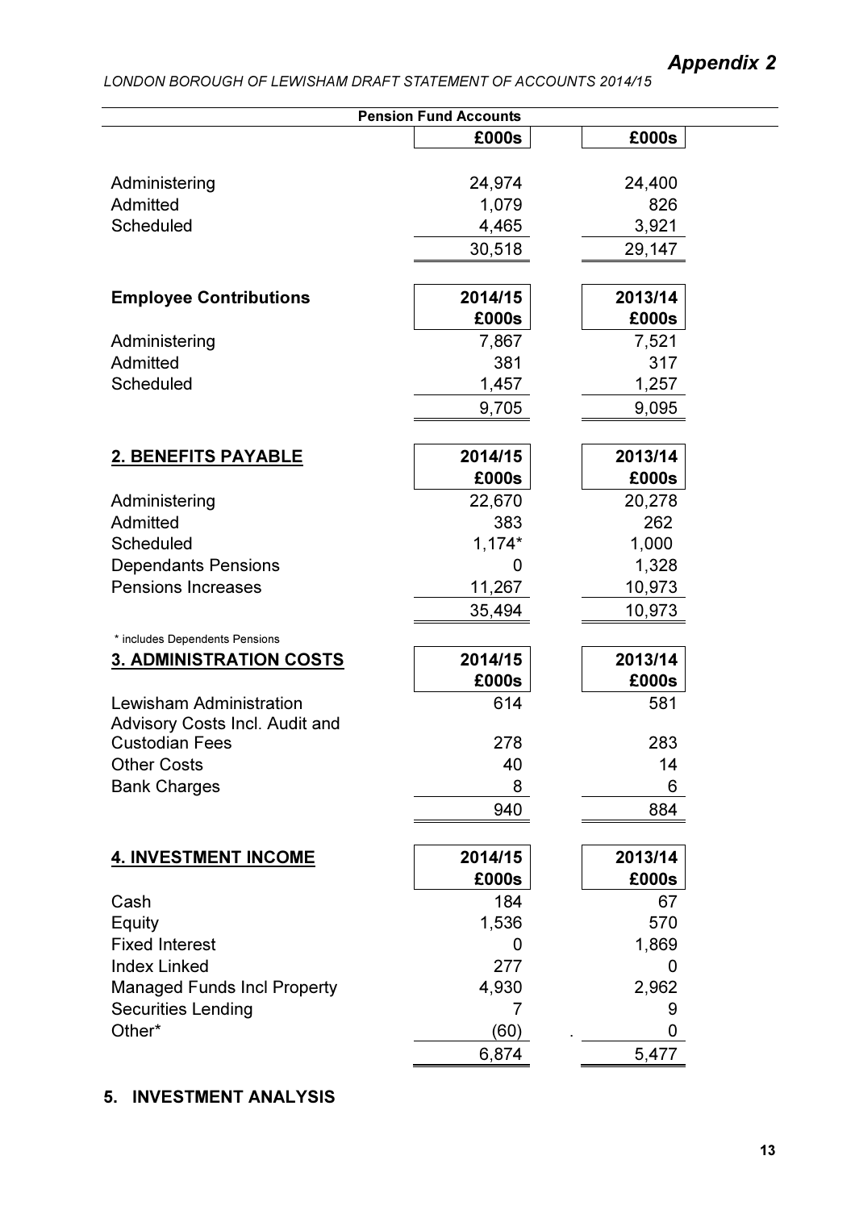*Appendix 2*

*LONDON BOROUGH OF LEWISHAM DRAFT STATEMENT OF ACCOUNTS 2014/15*

**Pension Fund Accounts**

| | £000s | £000s |
|---|---|---|
| Administering | 24,974 | 24,400 |
| Admitted | 1,079 | 826 |
| Scheduled | 4,465 | 3,921 |
| | 30,518 | 29,147 |

| **Employee Contributions** | **2014/15 £000s** | **2013/14 £000s** |
|---|---|---|
| Administering | 7,867 | 7,521 |
| Admitted | 381 | 317 |
| Scheduled | 1,457 | 1,257 |
| | 9,705 | 9,095 |

| **2. BENEFITS PAYABLE** | **2014/15 £000s** | **2013/14 £000s** |
|---|---|---|
| Administering | 22,670 | 20,278 |
| Admitted | 383 | 262 |
| Scheduled | 1,174* | 1,000 |
| Dependants Pensions | 0 | 1,328 |
| Pensions Increases | 11,267 | 10,973 |
| | 35,494 | 10,973 |

\* includes Dependents Pensions

| **3. ADMINISTRATION COSTS** | **2014/15 £000s** | **2013/14 £000s** |
|---|---|---|
| Lewisham Administration | 614 | 581 |
| Advisory Costs Incl. Audit and Custodian Fees | 278 | 283 |
| Other Costs | 40 | 14 |
| Bank Charges | 8 | 6 |
| | 940 | 884 |

| **4. INVESTMENT INCOME** | **2014/15 £000s** | **2013/14 £000s** |
|---|---|---|
| Cash | 184 | 67 |
| Equity | 1,536 | 570 |
| Fixed Interest | 0 | 1,869 |
| Index Linked | 277 | 0 |
| Managed Funds Incl Property | 4,930 | 2,962 |
| Securities Lending | 7 | 9 |
| Other* | (60) | 0 |
| | 6,874 | 5,477 |

**5. INVESTMENT ANALYSIS**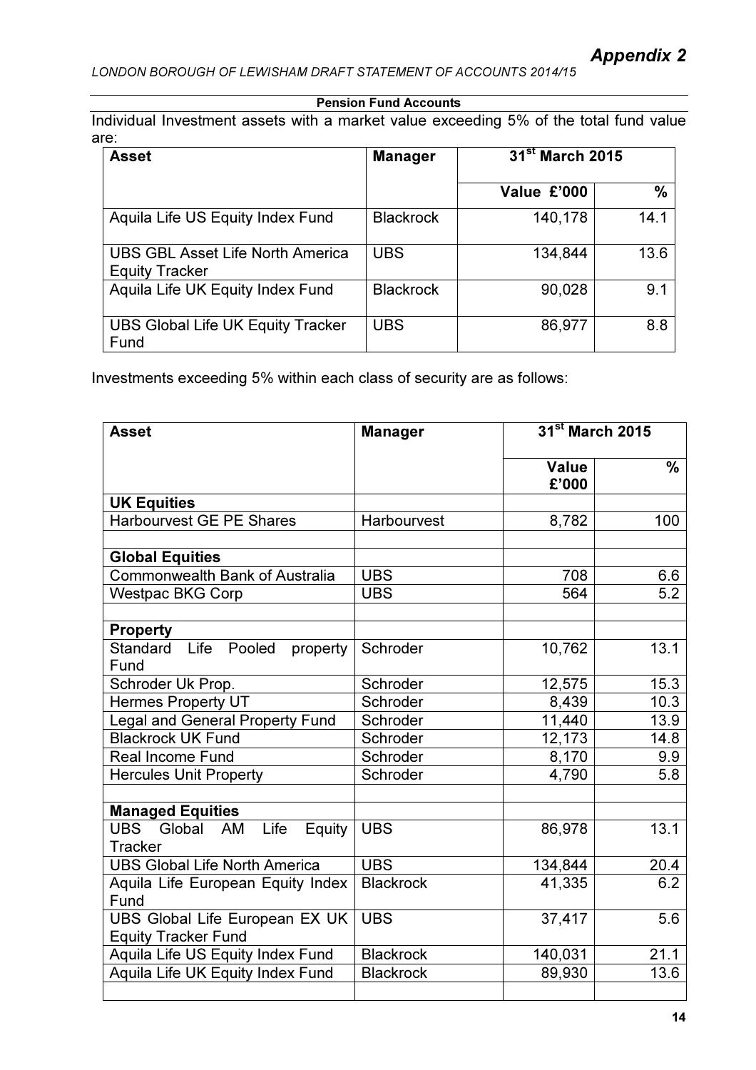## Pension Fund Accounts

Individual Investment assets with a market value exceeding 5% of the total fund value are:

| Asset | Manager | 31st March 2015 | |
|---|---|---|---|
| | | Value £'000 | % |
| Aquila Life US Equity Index Fund | Blackrock | 140,178 | 14.1 |
| UBS GBL Asset Life North America Equity Tracker | UBS | 134,844 | 13.6 |
| Aquila Life UK Equity Index Fund | Blackrock | 90,028 | 9.1 |
| UBS Global Life UK Equity Tracker Fund | UBS | 86,977 | 8.8 |

Investments exceeding 5% within each class of security are as follows:

| Asset | Manager | 31st March 2015 | |
|---|---|---|---|
| | | Value £'000 | % |
| **UK Equities** | | | |
| Harbourvest GE PE Shares | Harbourvest | 8,782 | 100 |
| | | | |
| **Global Equities** | | | |
| Commonwealth Bank of Australia | UBS | 708 | 6.6 |
| Westpac BKG Corp | UBS | 564 | 5.2 |
| | | | |
| **Property** | | | |
| Standard Life Pooled property Fund | Schroder | 10,762 | 13.1 |
| Schroder Uk Prop. | Schroder | 12,575 | 15.3 |
| Hermes Property UT | Schroder | 8,439 | 10.3 |
| Legal and General Property Fund | Schroder | 11,440 | 13.9 |
| Blackrock UK Fund | Schroder | 12,173 | 14.8 |
| Real Income Fund | Schroder | 8,170 | 9.9 |
| Hercules Unit Property | Schroder | 4,790 | 5.8 |
| | | | |
| **Managed Equities** | | | |
| UBS Global AM Life Equity Tracker | UBS | 86,978 | 13.1 |
| UBS Global Life North America | UBS | 134,844 | 20.4 |
| Aquila Life European Equity Index Fund | Blackrock | 41,335 | 6.2 |
| UBS Global Life European EX UK Equity Tracker Fund | UBS | 37,417 | 5.6 |
| Aquila Life US Equity Index Fund | Blackrock | 140,031 | 21.1 |
| Aquila Life UK Equity Index Fund | Blackrock | 89,930 | 13.6 |
| | | | |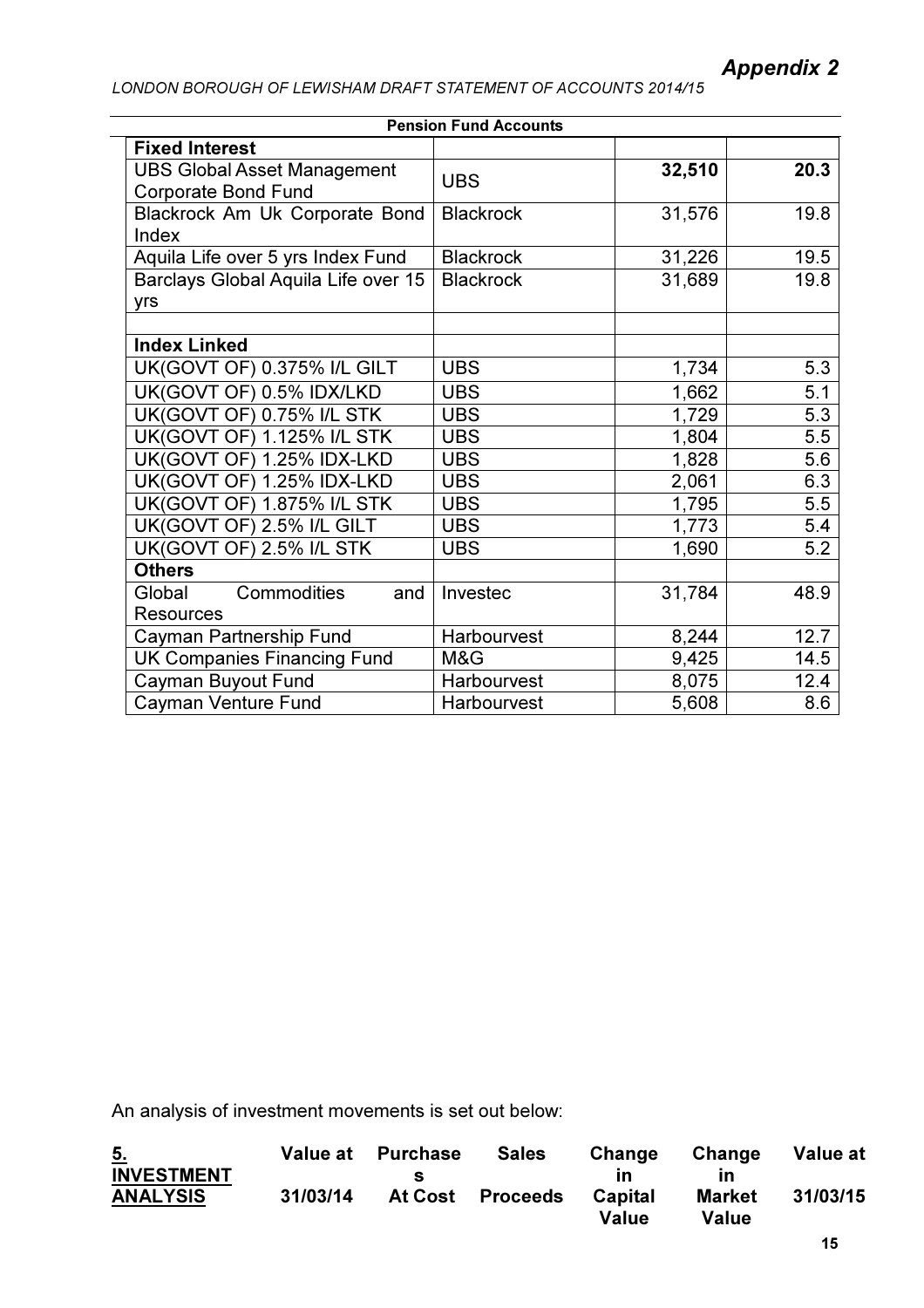Pension Fund Accounts

| | | | |
|---|---|---|---|
| **Fixed Interest** | | | |
| UBS Global Asset Management Corporate Bond Fund | UBS | **32,510** | **20.3** |
| Blackrock Am Uk Corporate Bond Index | Blackrock | 31,576 | 19.8 |
| Aquila Life over 5 yrs Index Fund | Blackrock | 31,226 | 19.5 |
| Barclays Global Aquila Life over 15 yrs | Blackrock | 31,689 | 19.8 |
| | | | |
| **Index Linked** | | | |
| UK(GOVT OF) 0.375% I/L GILT | UBS | 1,734 | 5.3 |
| UK(GOVT OF) 0.5% IDX/LKD | UBS | 1,662 | 5.1 |
| UK(GOVT OF) 0.75% I/L STK | UBS | 1,729 | 5.3 |
| UK(GOVT OF) 1.125% I/L STK | UBS | 1,804 | 5.5 |
| UK(GOVT OF) 1.25% IDX-LKD | UBS | 1,828 | 5.6 |
| UK(GOVT OF) 1.25% IDX-LKD | UBS | 2,061 | 6.3 |
| UK(GOVT OF) 1.875% I/L STK | UBS | 1,795 | 5.5 |
| UK(GOVT OF) 2.5% I/L GILT | UBS | 1,773 | 5.4 |
| UK(GOVT OF) 2.5% I/L STK | UBS | 1,690 | 5.2 |
| **Others** | | | |
| Global Commodities and Resources | Investec | 31,784 | 48.9 |
| Cayman Partnership Fund | Harbourvest | 8,244 | 12.7 |
| UK Companies Financing Fund | M&G | 9,425 | 14.5 |
| Cayman Buyout Fund | Harbourvest | 8,075 | 12.4 |
| Cayman Venture Fund | Harbourvest | 5,608 | 8.6 |

An analysis of investment movements is set out below:

| **5. INVESTMENT ANALYSIS** | **Value at 31/03/14** | **Purchases At Cost** | **Sales Proceeds** | **Change in Capital Value** | **Change in Market Value** | **Value at 31/03/15** |
|---|---|---|---|---|---|---|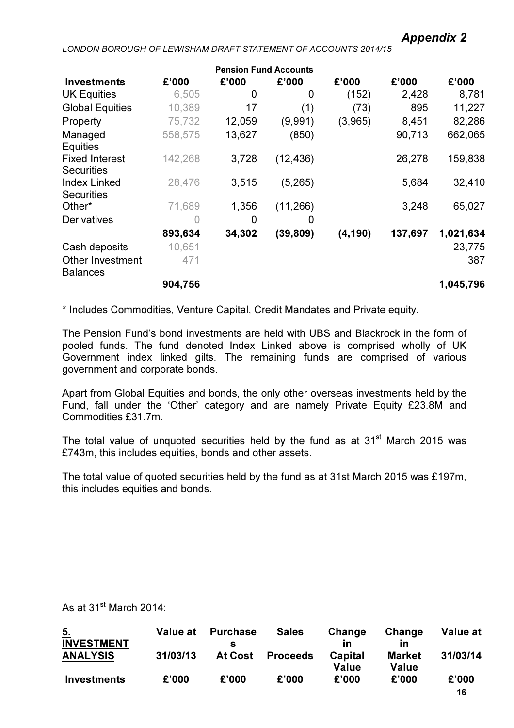# Appendix 2

LONDON BOROUGH OF LEWISHAM DRAFT STATEMENT OF ACCOUNTS 2014/15

**Pension Fund Accounts**

| Investments | £'000 | £'000 | £'000 | £'000 | £'000 | £'000 |
|---|---|---|---|---|---|---|
| UK Equities | 6,505 | 0 | 0 | (152) | 2,428 | 8,781 |
| Global Equities | 10,389 | 17 | (1) | (73) | 895 | 11,227 |
| Property | 75,732 | 12,059 | (9,991) | (3,965) | 8,451 | 82,286 |
| Managed Equities | 558,575 | 13,627 | (850) | | 90,713 | 662,065 |
| Fixed Interest Securities | 142,268 | 3,728 | (12,436) | | 26,278 | 159,838 |
| Index Linked Securities | 28,476 | 3,515 | (5,265) | | 5,684 | 32,410 |
| Other* | 71,689 | 1,356 | (11,266) | | 3,248 | 65,027 |
| Derivatives | 0 | 0 | 0 | | | |
| | **893,634** | **34,302** | **(39,809)** | **(4,190)** | **137,697** | **1,021,634** |
| Cash deposits | 10,651 | | | | | 23,775 |
| Other Investment Balances | 471 | | | | | 387 |
| | **904,756** | | | | | **1,045,796** |

\* Includes Commodities, Venture Capital, Credit Mandates and Private equity.

The Pension Fund's bond investments are held with UBS and Blackrock in the form of pooled funds. The fund denoted Index Linked above is comprised wholly of UK Government index linked gilts. The remaining funds are comprised of various government and corporate bonds.

Apart from Global Equities and bonds, the only other overseas investments held by the Fund, fall under the 'Other' category and are namely Private Equity £23.8M and Commodities £31.7m.

The total value of unquoted securities held by the fund as at 31st March 2015 was £743m, this includes equities, bonds and other assets.

The total value of quoted securities held by the fund as at 31st March 2015 was £197m, this includes equities and bonds.

As at 31st March 2014:

| **5. INVESTMENT ANALYSIS** | **Value at 31/03/13** | **Purchases At Cost** | **Sales Proceeds** | **Change in Capital Value** | **Change in Market Value** | **Value at 31/03/14** |
|---|---|---|---|---|---|---|
| **Investments** | **£'000** | **£'000** | **£'000** | **£'000** | **£'000** | **£'000** |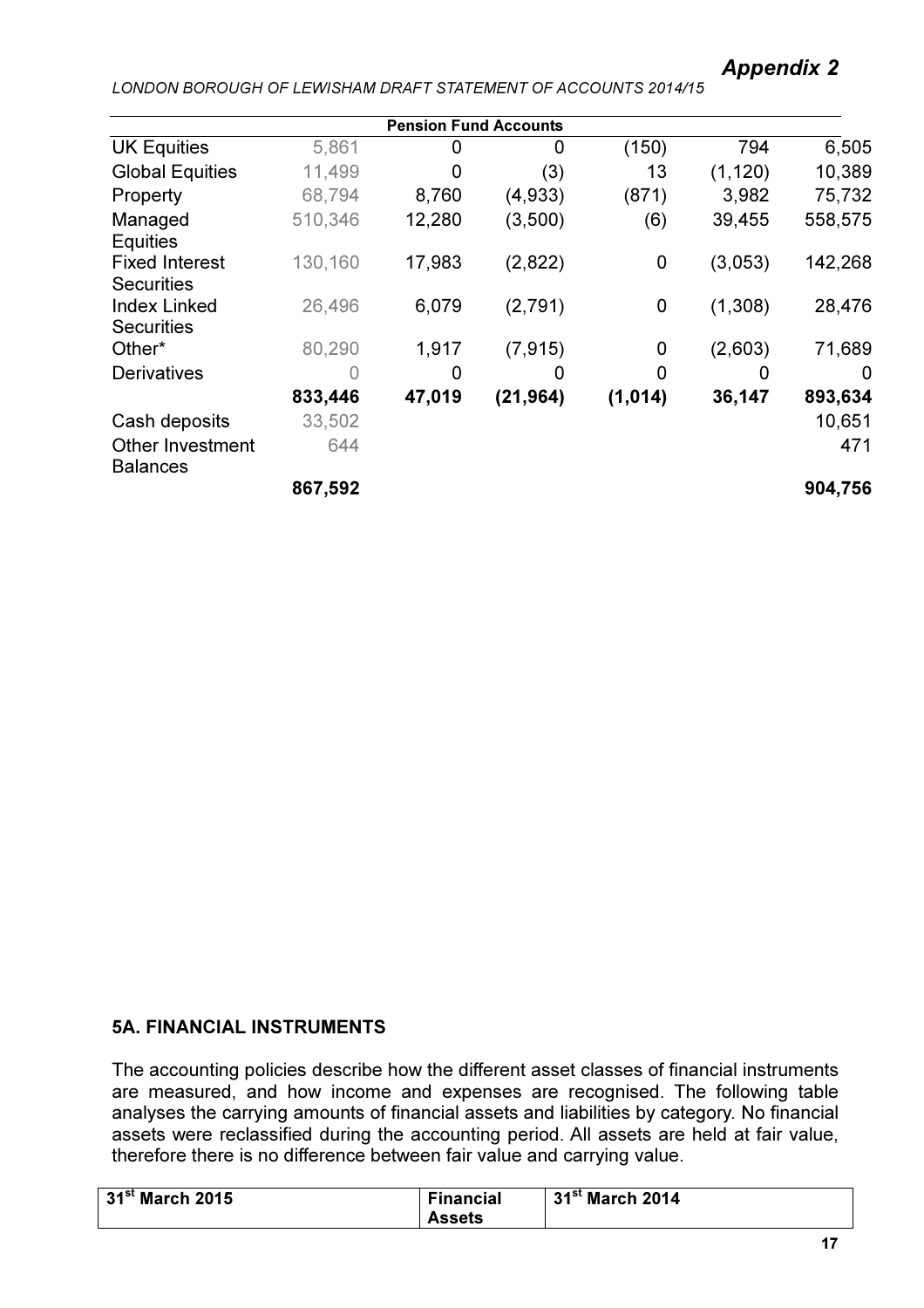*Appendix 2*

| Pension Fund Accounts | | | | | | |
|---|---|---|---|---|---|---|
| UK Equities | 5,861 | 0 | 0 | (150) | 794 | 6,505 |
| Global Equities | 11,499 | 0 | (3) | 13 | (1,120) | 10,389 |
| Property | 68,794 | 8,760 | (4,933) | (871) | 3,982 | 75,732 |
| Managed Equities | 510,346 | 12,280 | (3,500) | (6) | 39,455 | 558,575 |
| Fixed Interest Securities | 130,160 | 17,983 | (2,822) | 0 | (3,053) | 142,268 |
| Index Linked Securities | 26,496 | 6,079 | (2,791) | 0 | (1,308) | 28,476 |
| Other* | 80,290 | 1,917 | (7,915) | 0 | (2,603) | 71,689 |
| Derivatives | 0 | 0 | 0 | 0 | 0 | 0 |
| | **833,446** | **47,019** | **(21,964)** | **(1,014)** | **36,147** | **893,634** |
| Cash deposits | 33,502 | | | | | 10,651 |
| Other Investment Balances | 644 | | | | | 471 |
| | **867,592** | | | | | **904,756** |

### 5A. FINANCIAL INSTRUMENTS

The accounting policies describe how the different asset classes of financial instruments are measured, and how income and expenses are recognised. The following table analyses the carrying amounts of financial assets and liabilities by category. No financial assets were reclassified during the accounting period. All assets are held at fair value, therefore there is no difference between fair value and carrying value.

| 31st March 2015 | Financial Assets | 31st March 2014 |
|---|---|---|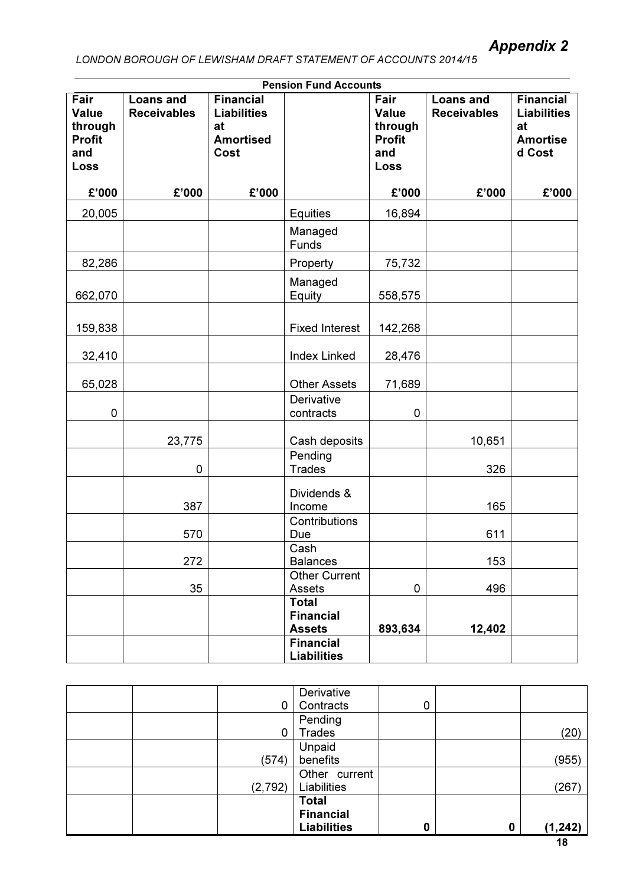# Appendix 2

*LONDON BOROUGH OF LEWISHAM DRAFT STATEMENT OF ACCOUNTS 2014/15*

**Pension Fund Accounts**

| Fair Value through Profit and Loss | Loans and Receivables | Financial Liabilities at Amortised Cost | | Fair Value through Profit and Loss | Loans and Receivables | Financial Liabilities at Amortised Cost |
|---|---|---|---|---|---|---|
| £'000 | £'000 | £'000 | | £'000 | £'000 | £'000 |
| 20,005 | | | Equities | 16,894 | | |
| | | | Managed Funds | | | |
| 82,286 | | | Property | 75,732 | | |
| 662,070 | | | Managed Equity | 558,575 | | |
| 159,838 | | | Fixed Interest | 142,268 | | |
| 32,410 | | | Index Linked | 28,476 | | |
| 65,028 | | | Other Assets | 71,689 | | |
| 0 | | | Derivative contracts | 0 | | |
| | 23,775 | | Cash deposits | | 10,651 | |
| | 0 | | Pending Trades | | 326 | |
| | 387 | | Dividends & Income | | 165 | |
| | 570 | | Contributions Due | | 611 | |
| | 272 | | Cash Balances | | 153 | |
| | 35 | | Other Current Assets | 0 | 496 | |
| | | | **Total Financial Assets** | **893,634** | **12,402** | |
| | | | **Financial Liabilities** | | | |
| | | 0 | Derivative Contracts | 0 | | |
| | | 0 | Pending Trades | | | (20) |
| | | (574) | Unpaid benefits | | | (955) |
| | | (2,792) | Other current Liabilities | | | (267) |
| | | | **Total Financial Liabilities** | **0** | **0** | **(1,242)** |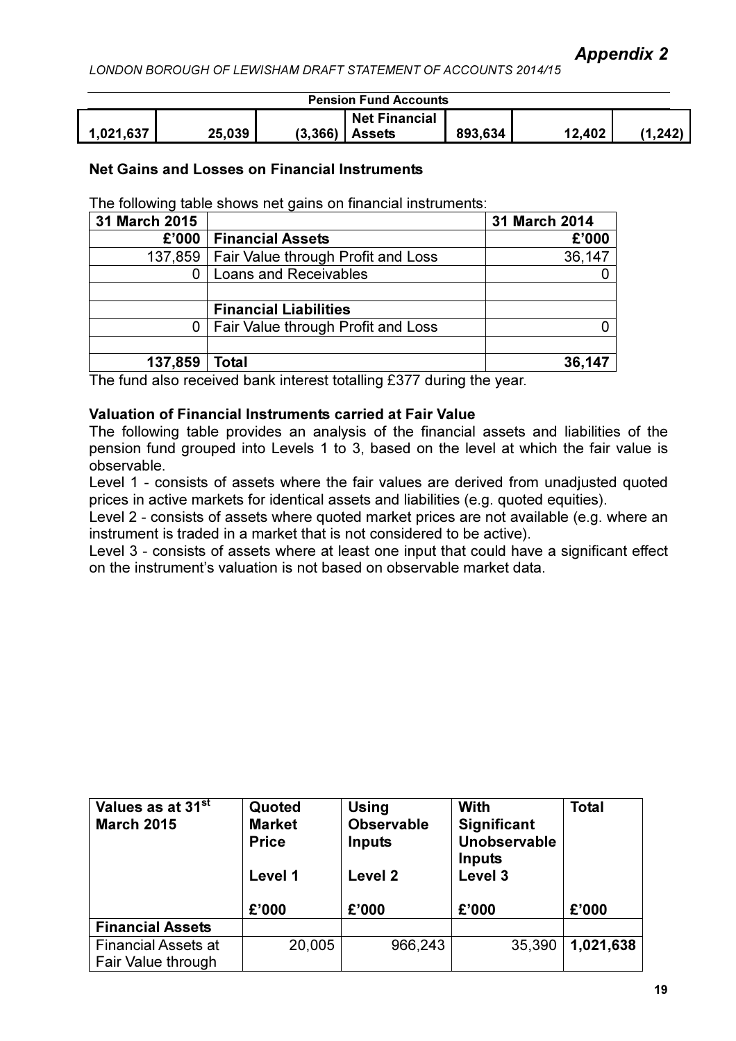## Appendix 2

**Pension Fund Accounts**

| 1,021,637 | 25,039 | (3,366) | Net Financial Assets | 893,634 | 12,402 | (1,242) |
|---|---|---|---|---|---|---|

### Net Gains and Losses on Financial Instruments

The following table shows net gains on financial instruments:

| 31 March 2015 | | 31 March 2014 |
|---|---|---|
| £'000 | **Financial Assets** | £'000 |
| 137,859 | Fair Value through Profit and Loss | 36,147 |
| 0 | Loans and Receivables | 0 |
| | | |
| | **Financial Liabilities** | |
| 0 | Fair Value through Profit and Loss | 0 |
| | | |
| **137,859** | **Total** | **36,147** |

The fund also received bank interest totalling £377 during the year.

### Valuation of Financial Instruments carried at Fair Value

The following table provides an analysis of the financial assets and liabilities of the pension fund grouped into Levels 1 to 3, based on the level at which the fair value is observable.

Level 1 - consists of assets where the fair values are derived from unadjusted quoted prices in active markets for identical assets and liabilities (e.g. quoted equities).

Level 2 - consists of assets where quoted market prices are not available (e.g. where an instrument is traded in a market that is not considered to be active).

Level 3 - consists of assets where at least one input that could have a significant effect on the instrument's valuation is not based on observable market data.

| Values as at 31st March 2015 | Quoted Market Price Level 1 | Using Observable Inputs Level 2 | With Significant Unobservable Inputs Level 3 | Total |
|---|---|---|---|---|
| | £'000 | £'000 | £'000 | £'000 |
| **Financial Assets** | | | | |
| Financial Assets at Fair Value through | 20,005 | 966,243 | 35,390 | **1,021,638** |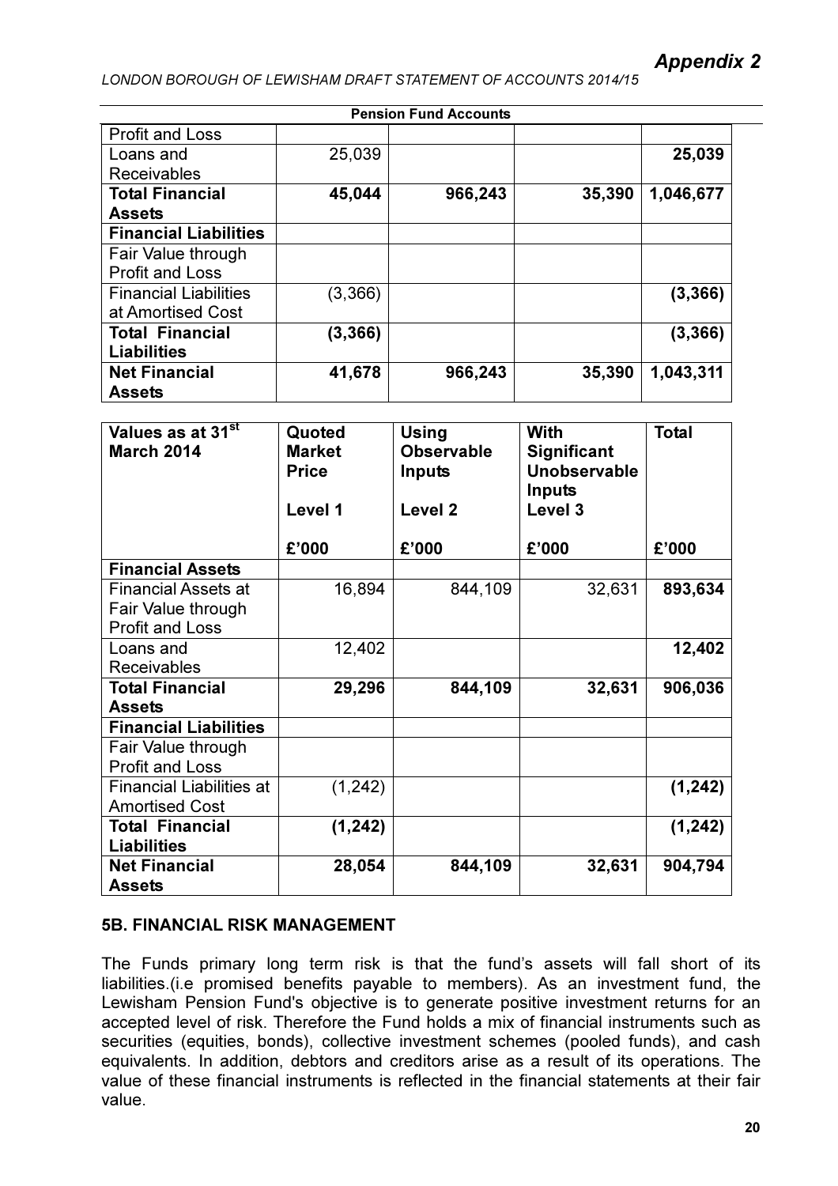**Pension Fund Accounts**

| Profit and Loss | | | | |
|---|---|---|---|---|
| Loans and Receivables | 25,039 | | | **25,039** |
| **Total Financial Assets** | **45,044** | **966,243** | **35,390** | **1,046,677** |
| **Financial Liabilities** | | | | |
| Fair Value through Profit and Loss | | | | |
| Financial Liabilities at Amortised Cost | (3,366) | | | **(3,366)** |
| **Total Financial Liabilities** | **(3,366)** | | | **(3,366)** |
| **Net Financial Assets** | **41,678** | **966,243** | **35,390** | **1,043,311** |

| Values as at 31st March 2014 | Quoted Market Price<br><br>Level 1<br><br>£'000 | Using Observable Inputs<br><br>Level 2<br><br>£'000 | With Significant Unobservable Inputs<br>Level 3<br><br>£'000 | Total<br><br><br><br>£'000 |
|---|---|---|---|---|
| **Financial Assets** | | | | |
| Financial Assets at Fair Value through Profit and Loss | 16,894 | 844,109 | 32,631 | **893,634** |
| Loans and Receivables | 12,402 | | | **12,402** |
| **Total Financial Assets** | **29,296** | **844,109** | **32,631** | **906,036** |
| **Financial Liabilities** | | | | |
| Fair Value through Profit and Loss | | | | |
| Financial Liabilities at Amortised Cost | (1,242) | | | **(1,242)** |
| **Total Financial Liabilities** | **(1,242)** | | | **(1,242)** |
| **Net Financial Assets** | **28,054** | **844,109** | **32,631** | **904,794** |

### 5B. FINANCIAL RISK MANAGEMENT

The Funds primary long term risk is that the fund's assets will fall short of its liabilities.(i.e promised benefits payable to members). As an investment fund, the Lewisham Pension Fund's objective is to generate positive investment returns for an accepted level of risk. Therefore the Fund holds a mix of financial instruments such as securities (equities, bonds), collective investment schemes (pooled funds), and cash equivalents. In addition, debtors and creditors arise as a result of its operations. The value of these financial instruments is reflected in the financial statements at their fair value.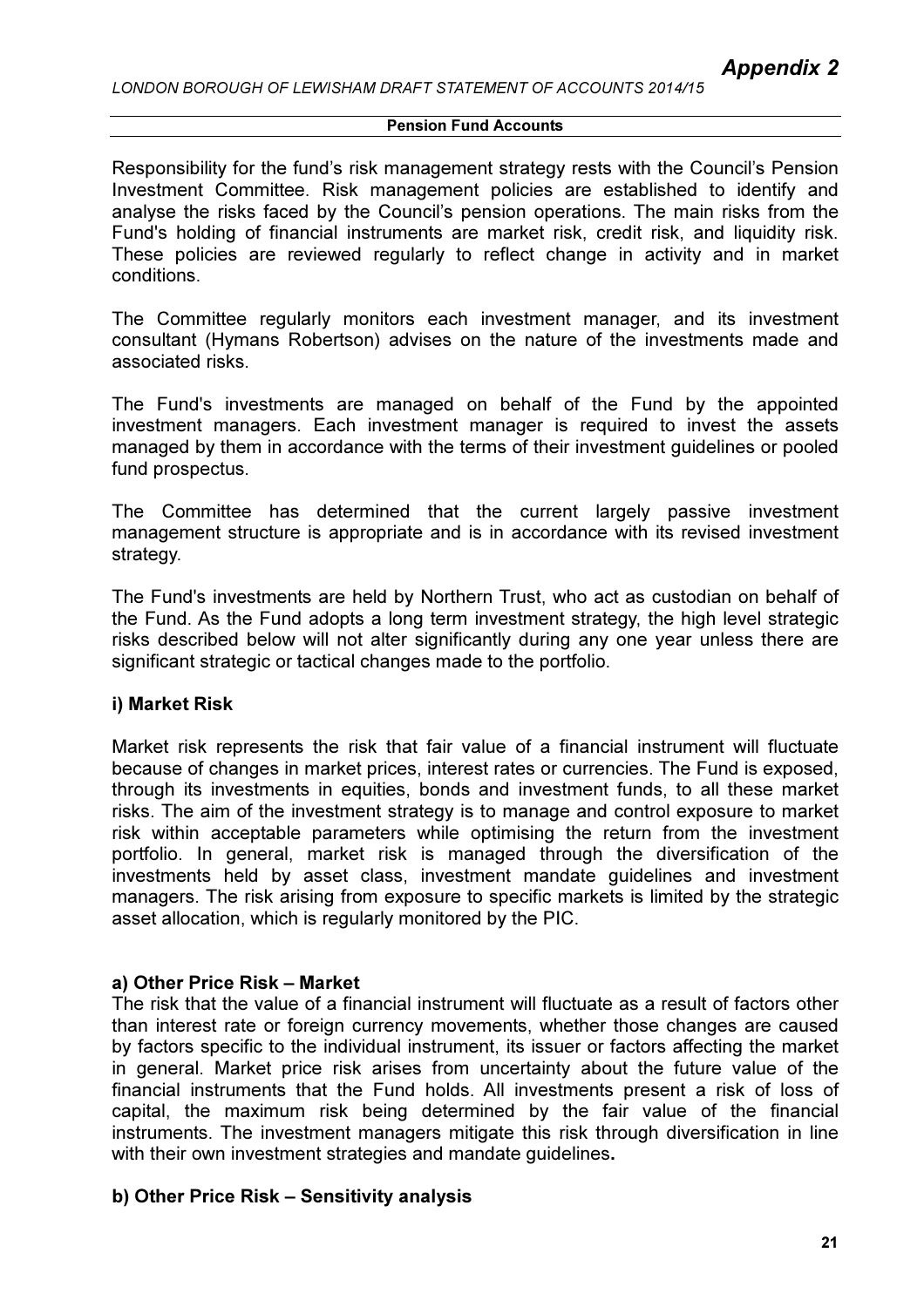Responsibility for the fund's risk management strategy rests with the Council's Pension Investment Committee. Risk management policies are established to identify and analyse the risks faced by the Council's pension operations. The main risks from the Fund's holding of financial instruments are market risk, credit risk, and liquidity risk. These policies are reviewed regularly to reflect change in activity and in market conditions.

The Committee regularly monitors each investment manager, and its investment consultant (Hymans Robertson) advises on the nature of the investments made and associated risks.

The Fund's investments are managed on behalf of the Fund by the appointed investment managers. Each investment manager is required to invest the assets managed by them in accordance with the terms of their investment guidelines or pooled fund prospectus.

The Committee has determined that the current largely passive investment management structure is appropriate and is in accordance with its revised investment strategy.

The Fund's investments are held by Northern Trust, who act as custodian on behalf of the Fund. As the Fund adopts a long term investment strategy, the high level strategic risks described below will not alter significantly during any one year unless there are significant strategic or tactical changes made to the portfolio.

### i) Market Risk

Market risk represents the risk that fair value of a financial instrument will fluctuate because of changes in market prices, interest rates or currencies. The Fund is exposed, through its investments in equities, bonds and investment funds, to all these market risks. The aim of the investment strategy is to manage and control exposure to market risk within acceptable parameters while optimising the return from the investment portfolio. In general, market risk is managed through the diversification of the investments held by asset class, investment mandate guidelines and investment managers. The risk arising from exposure to specific markets is limited by the strategic asset allocation, which is regularly monitored by the PIC.

#### a) Other Price Risk – Market

The risk that the value of a financial instrument will fluctuate as a result of factors other than interest rate or foreign currency movements, whether those changes are caused by factors specific to the individual instrument, its issuer or factors affecting the market in general. Market price risk arises from uncertainty about the future value of the financial instruments that the Fund holds. All investments present a risk of loss of capital, the maximum risk being determined by the fair value of the financial instruments. The investment managers mitigate this risk through diversification in line with their own investment strategies and mandate guidelines.

#### b) Other Price Risk – Sensitivity analysis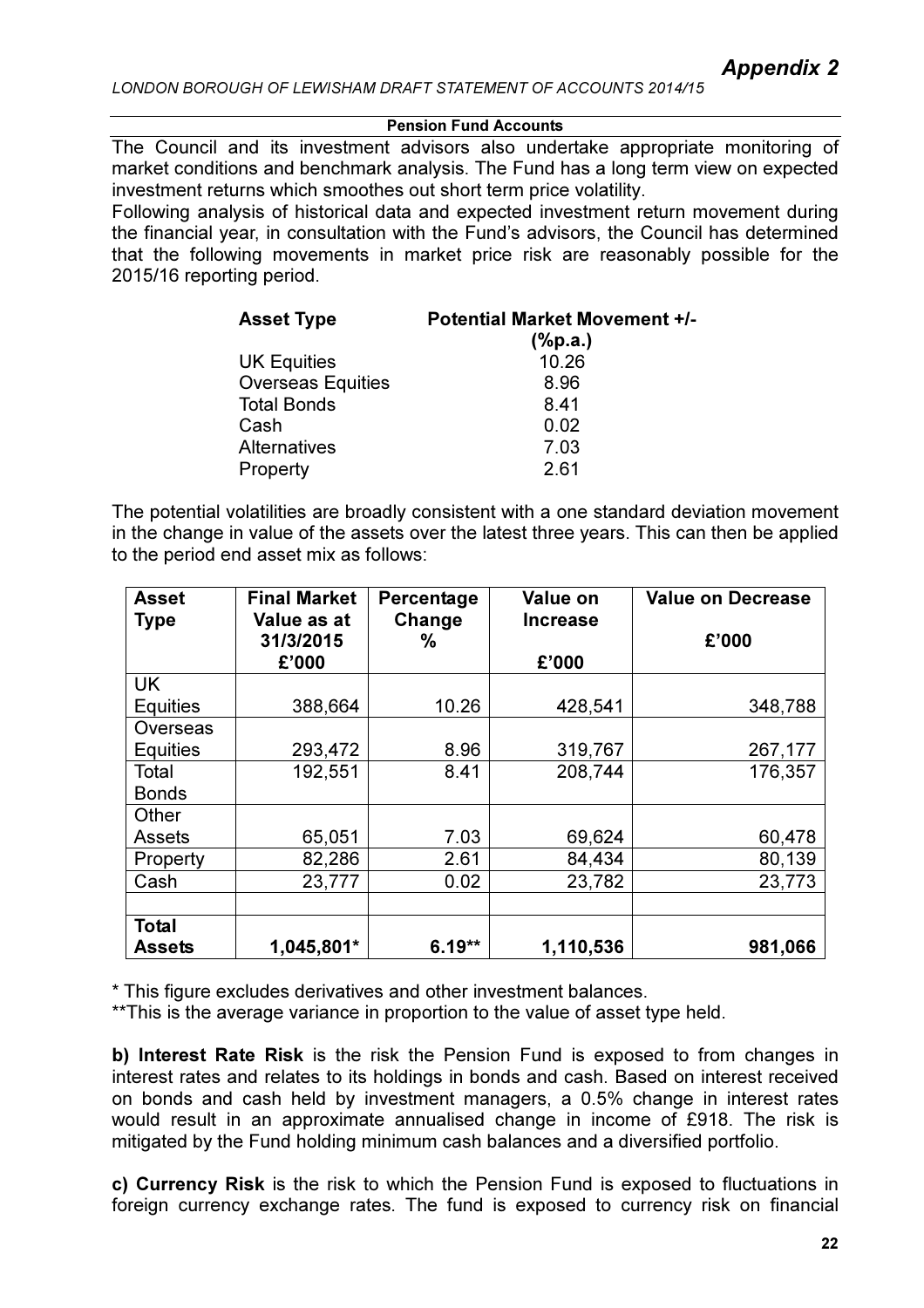**Pension Fund Accounts**

The Council and its investment advisors also undertake appropriate monitoring of market conditions and benchmark analysis. The Fund has a long term view on expected investment returns which smoothes out short term price volatility.

Following analysis of historical data and expected investment return movement during the financial year, in consultation with the Fund's advisors, the Council has determined that the following movements in market price risk are reasonably possible for the 2015/16 reporting period.

| Asset Type | Potential Market Movement +/- (%p.a.) |
|---|---|
| UK Equities | 10.26 |
| Overseas Equities | 8.96 |
| Total Bonds | 8.41 |
| Cash | 0.02 |
| Alternatives | 7.03 |
| Property | 2.61 |

The potential volatilities are broadly consistent with a one standard deviation movement in the change in value of the assets over the latest three years. This can then be applied to the period end asset mix as follows:

| Asset Type | Final Market Value as at 31/3/2015 £'000 | Percentage Change % | Value on Increase £'000 | Value on Decrease £'000 |
|---|---|---|---|---|
| UK Equities | 388,664 | 10.26 | 428,541 | 348,788 |
| Overseas Equities | 293,472 | 8.96 | 319,767 | 267,177 |
| Total Bonds | 192,551 | 8.41 | 208,744 | 176,357 |
| Other Assets | 65,051 | 7.03 | 69,624 | 60,478 |
| Property | 82,286 | 2.61 | 84,434 | 80,139 |
| Cash | 23,777 | 0.02 | 23,782 | 23,773 |
| | | | | |
| **Total Assets** | **1,045,801*** | **6.19**** | **1,110,536** | **981,066** |

* This figure excludes derivatives and other investment balances.

**This is the average variance in proportion to the value of asset type held.

**b) Interest Rate Risk** is the risk the Pension Fund is exposed to from changes in interest rates and relates to its holdings in bonds and cash. Based on interest received on bonds and cash held by investment managers, a 0.5% change in interest rates would result in an approximate annualised change in income of £918. The risk is mitigated by the Fund holding minimum cash balances and a diversified portfolio.

**c) Currency Risk** is the risk to which the Pension Fund is exposed to fluctuations in foreign currency exchange rates. The fund is exposed to currency risk on financial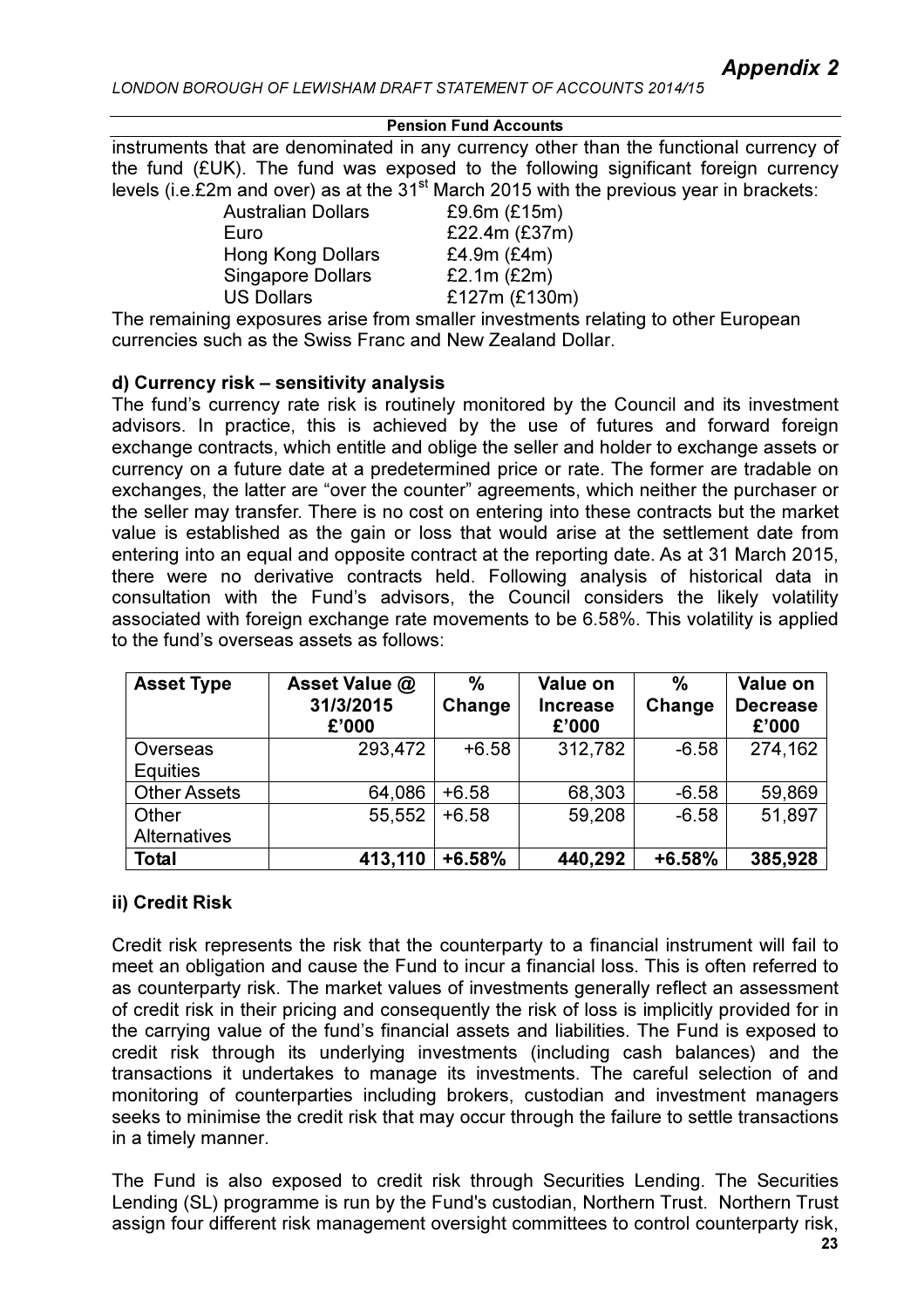instruments that are denominated in any currency other than the functional currency of the fund (£UK). The fund was exposed to the following significant foreign currency levels (i.e.£2m and over) as at the 31st March 2015 with the previous year in brackets:

| | |
|---|---|
| Australian Dollars | £9.6m (£15m) |
| Euro | £22.4m (£37m) |
| Hong Kong Dollars | £4.9m (£4m) |
| Singapore Dollars | £2.1m (£2m) |
| US Dollars | £127m (£130m) |

The remaining exposures arise from smaller investments relating to other European currencies such as the Swiss Franc and New Zealand Dollar.

### d) Currency risk – sensitivity analysis

The fund's currency rate risk is routinely monitored by the Council and its investment advisors. In practice, this is achieved by the use of futures and forward foreign exchange contracts, which entitle and oblige the seller and holder to exchange assets or currency on a future date at a predetermined price or rate. The former are tradable on exchanges, the latter are "over the counter" agreements, which neither the purchaser or the seller may transfer. There is no cost on entering into these contracts but the market value is established as the gain or loss that would arise at the settlement date from entering into an equal and opposite contract at the reporting date. As at 31 March 2015, there were no derivative contracts held. Following analysis of historical data in consultation with the Fund's advisors, the Council considers the likely volatility associated with foreign exchange rate movements to be 6.58%. This volatility is applied to the fund's overseas assets as follows:

| Asset Type | Asset Value @ 31/3/2015 £'000 | % Change | Value on Increase £'000 | % Change | Value on Decrease £'000 |
|---|---|---|---|---|---|
| Overseas Equities | 293,472 | +6.58 | 312,782 | -6.58 | 274,162 |
| Other Assets | 64,086 | +6.58 | 68,303 | -6.58 | 59,869 |
| Other Alternatives | 55,552 | +6.58 | 59,208 | -6.58 | 51,897 |
| **Total** | **413,110** | **+6.58%** | **440,292** | **+6.58%** | **385,928** |

### ii) Credit Risk

Credit risk represents the risk that the counterparty to a financial instrument will fail to meet an obligation and cause the Fund to incur a financial loss. This is often referred to as counterparty risk. The market values of investments generally reflect an assessment of credit risk in their pricing and consequently the risk of loss is implicitly provided for in the carrying value of the fund's financial assets and liabilities. The Fund is exposed to credit risk through its underlying investments (including cash balances) and the transactions it undertakes to manage its investments. The careful selection of and monitoring of counterparties including brokers, custodian and investment managers seeks to minimise the credit risk that may occur through the failure to settle transactions in a timely manner.

The Fund is also exposed to credit risk through Securities Lending. The Securities Lending (SL) programme is run by the Fund's custodian, Northern Trust. Northern Trust assign four different risk management oversight committees to control counterparty risk,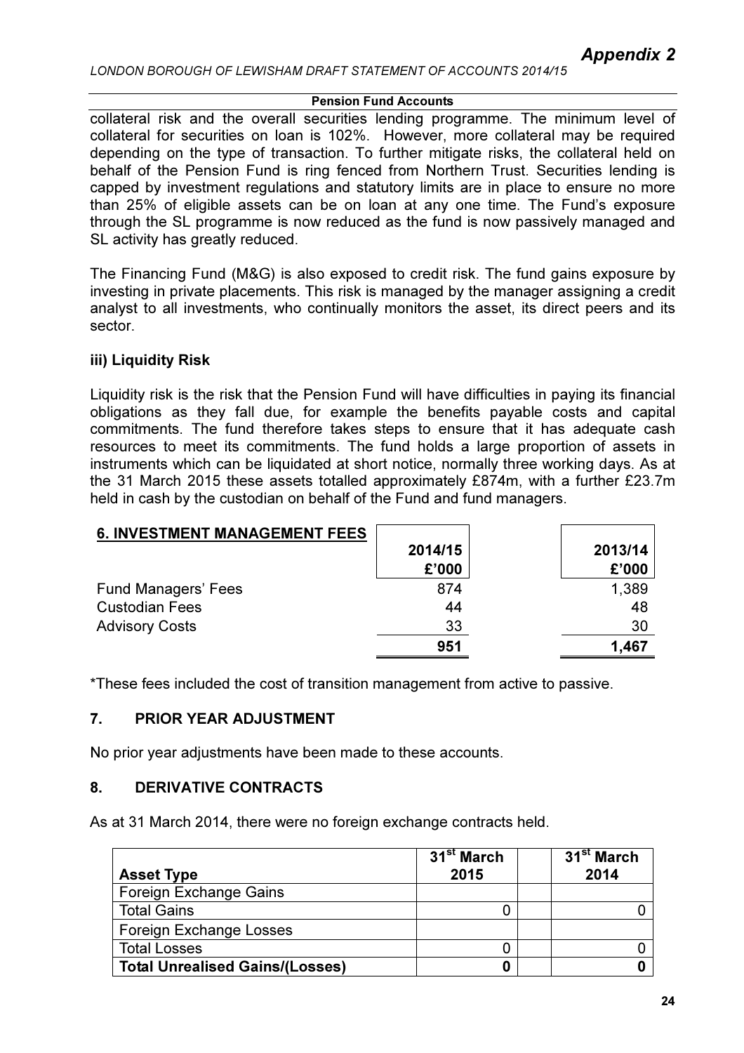collateral risk and the overall securities lending programme. The minimum level of collateral for securities on loan is 102%. However, more collateral may be required depending on the type of transaction. To further mitigate risks, the collateral held on behalf of the Pension Fund is ring fenced from Northern Trust. Securities lending is capped by investment regulations and statutory limits are in place to ensure no more than 25% of eligible assets can be on loan at any one time. The Fund's exposure through the SL programme is now reduced as the fund is now passively managed and SL activity has greatly reduced.

The Financing Fund (M&G) is also exposed to credit risk. The fund gains exposure by investing in private placements. This risk is managed by the manager assigning a credit analyst to all investments, who continually monitors the asset, its direct peers and its sector.

### iii) Liquidity Risk

Liquidity risk is the risk that the Pension Fund will have difficulties in paying its financial obligations as they fall due, for example the benefits payable costs and capital commitments. The fund therefore takes steps to ensure that it has adequate cash resources to meet its commitments. The fund holds a large proportion of assets in instruments which can be liquidated at short notice, normally three working days. As at the 31 March 2015 these assets totalled approximately £874m, with a further £23.7m held in cash by the custodian on behalf of the Fund and fund managers.

## 6. INVESTMENT MANAGEMENT FEES

| | 2014/15 £'000 | 2013/14 £'000 |
|---|---|---|
| Fund Managers' Fees | 874 | 1,389 |
| Custodian Fees | 44 | 48 |
| Advisory Costs | 33 | 30 |
| | **951** | **1,467** |

*These fees included the cost of transition management from active to passive.

## 7. PRIOR YEAR ADJUSTMENT

No prior year adjustments have been made to these accounts.

## 8. DERIVATIVE CONTRACTS

As at 31 March 2014, there were no foreign exchange contracts held.

| Asset Type | 31st March 2015 | 31st March 2014 |
|---|---|---|
| Foreign Exchange Gains | | |
| Total Gains | 0 | 0 |
| Foreign Exchange Losses | | |
| Total Losses | 0 | 0 |
| **Total Unrealised Gains/(Losses)** | **0** | **0** |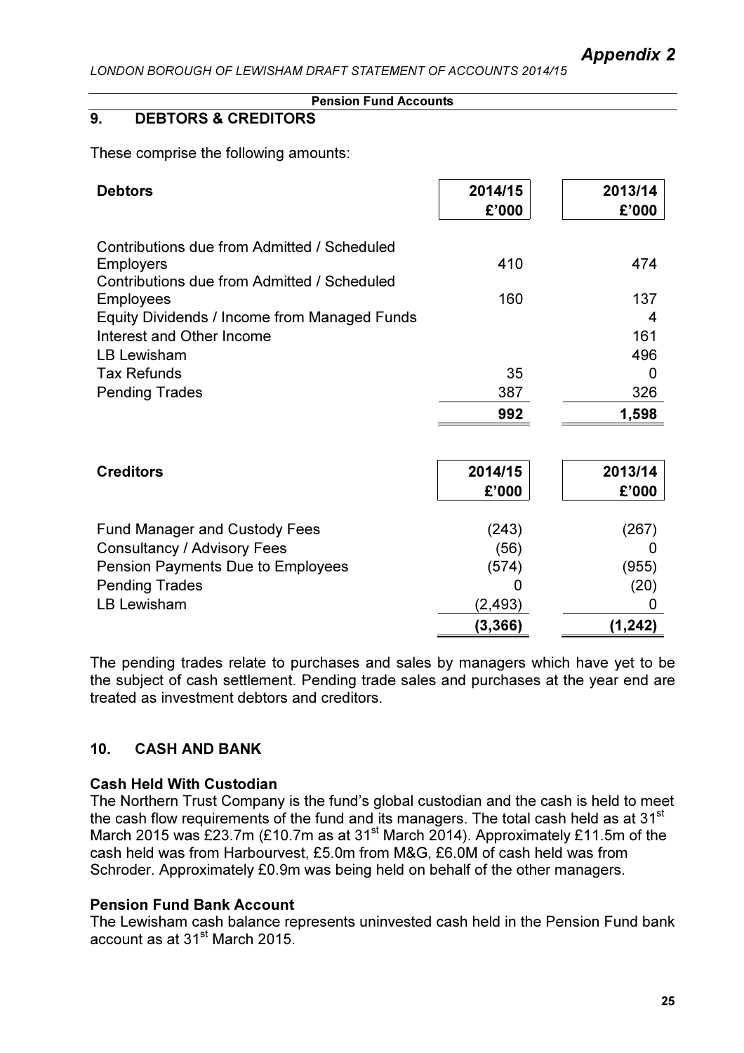## Pension Fund Accounts

### 9. DEBTORS & CREDITORS

These comprise the following amounts:

| Debtors | 2014/15 £'000 | 2013/14 £'000 |
|---|---|---|
| Contributions due from Admitted / Scheduled Employers | 410 | 474 |
| Contributions due from Admitted / Scheduled Employees | 160 | 137 |
| Equity Dividends / Income from Managed Funds | | 4 |
| Interest and Other Income | | 161 |
| LB Lewisham | | 496 |
| Tax Refunds | 35 | 0 |
| Pending Trades | 387 | 326 |
| | **992** | **1,598** |

| Creditors | 2014/15 £'000 | 2013/14 £'000 |
|---|---|---|
| Fund Manager and Custody Fees | (243) | (267) |
| Consultancy / Advisory Fees | (56) | 0 |
| Pension Payments Due to Employees | (574) | (955) |
| Pending Trades | 0 | (20) |
| LB Lewisham | (2,493) | 0 |
| | **(3,366)** | **(1,242)** |

The pending trades relate to purchases and sales by managers which have yet to be the subject of cash settlement. Pending trade sales and purchases at the year end are treated as investment debtors and creditors.

### 10. CASH AND BANK

**Cash Held With Custodian**

The Northern Trust Company is the fund's global custodian and the cash is held to meet the cash flow requirements of the fund and its managers. The total cash held as at 31st March 2015 was £23.7m (£10.7m as at 31st March 2014). Approximately £11.5m of the cash held was from Harbourvest, £5.0m from M&G, £6.0M of cash held was from Schroder. Approximately £0.9m was being held on behalf of the other managers.

**Pension Fund Bank Account**

The Lewisham cash balance represents uninvested cash held in the Pension Fund bank account as at 31st March 2015.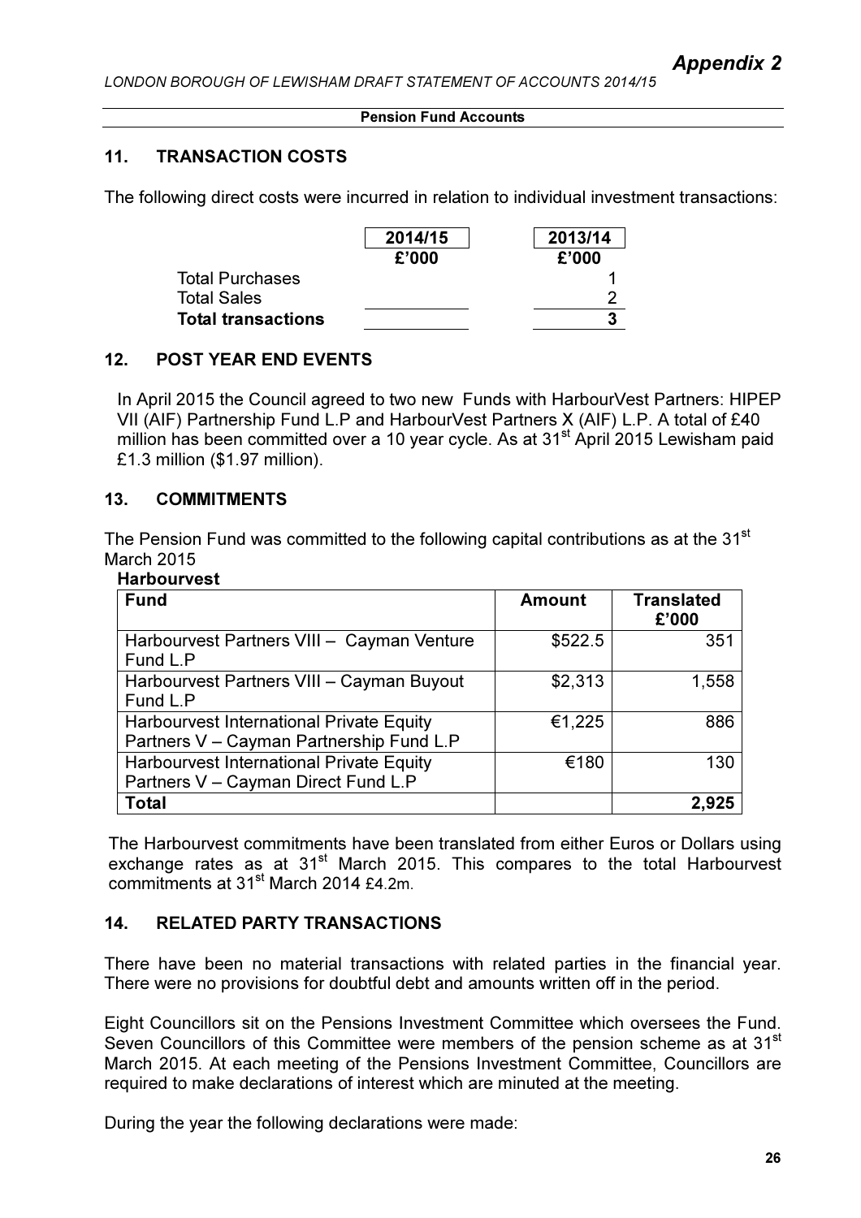**Pension Fund Accounts**

## 11. TRANSACTION COSTS

The following direct costs were incurred in relation to individual investment transactions:

| | 2014/15 | 2013/14 |
|---|---|---|
| | £'000 | £'000 |
| Total Purchases | | 1 |
| Total Sales | | 2 |
| **Total transactions** | | **3** |

## 12. POST YEAR END EVENTS

In April 2015 the Council agreed to two new Funds with HarbourVest Partners: HIPEP VII (AIF) Partnership Fund L.P and HarbourVest Partners X (AIF) L.P. A total of £40 million has been committed over a 10 year cycle. As at 31st April 2015 Lewisham paid £1.3 million ($1.97 million).

## 13. COMMITMENTS

The Pension Fund was committed to the following capital contributions as at the 31st March 2015

**Harbourvest**

| Fund | Amount | Translated £'000 |
|---|---|---|
| Harbourvest Partners VIII – Cayman Venture Fund L.P | $522.5 | 351 |
| Harbourvest Partners VIII – Cayman Buyout Fund L.P | $2,313 | 1,558 |
| Harbourvest International Private Equity Partners V – Cayman Partnership Fund L.P | €1,225 | 886 |
| Harbourvest International Private Equity Partners V – Cayman Direct Fund L.P | €180 | 130 |
| **Total** | | **2,925** |

The Harbourvest commitments have been translated from either Euros or Dollars using exchange rates as at 31st March 2015. This compares to the total Harbourvest commitments at 31st March 2014 £4.2m.

## 14. RELATED PARTY TRANSACTIONS

There have been no material transactions with related parties in the financial year. There were no provisions for doubtful debt and amounts written off in the period.

Eight Councillors sit on the Pensions Investment Committee which oversees the Fund. Seven Councillors of this Committee were members of the pension scheme as at 31st March 2015. At each meeting of the Pensions Investment Committee, Councillors are required to make declarations of interest which are minuted at the meeting.

During the year the following declarations were made: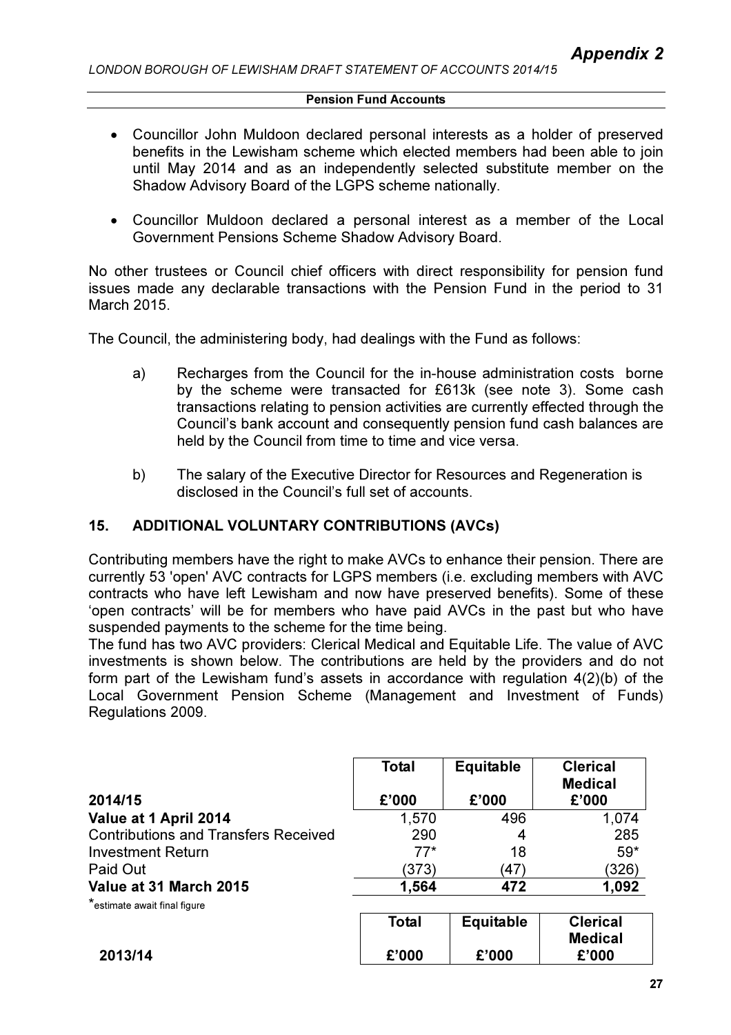- Councillor John Muldoon declared personal interests as a holder of preserved benefits in the Lewisham scheme which elected members had been able to join until May 2014 and as an independently selected substitute member on the Shadow Advisory Board of the LGPS scheme nationally.

- Councillor Muldoon declared a personal interest as a member of the Local Government Pensions Scheme Shadow Advisory Board.

No other trustees or Council chief officers with direct responsibility for pension fund issues made any declarable transactions with the Pension Fund in the period to 31 March 2015.

The Council, the administering body, had dealings with the Fund as follows:

a) Recharges from the Council for the in-house administration costs borne by the scheme were transacted for £613k (see note 3). Some cash transactions relating to pension activities are currently effected through the Council's bank account and consequently pension fund cash balances are held by the Council from time to time and vice versa.

b) The salary of the Executive Director for Resources and Regeneration is disclosed in the Council's full set of accounts.

## 15. ADDITIONAL VOLUNTARY CONTRIBUTIONS (AVCs)

Contributing members have the right to make AVCs to enhance their pension. There are currently 53 'open' AVC contracts for LGPS members (i.e. excluding members with AVC contracts who have left Lewisham and now have preserved benefits). Some of these 'open contracts' will be for members who have paid AVCs in the past but who have suspended payments to the scheme for the time being.

The fund has two AVC providers: Clerical Medical and Equitable Life. The value of AVC investments is shown below. The contributions are held by the providers and do not form part of the Lewisham fund's assets in accordance with regulation 4(2)(b) of the Local Government Pension Scheme (Management and Investment of Funds) Regulations 2009.

| 2014/15 | Total £'000 | Equitable £'000 | Clerical Medical £'000 |
|---|---|---|---|
| **Value at 1 April 2014** | 1,570 | 496 | 1,074 |
| Contributions and Transfers Received | 290 | 4 | 285 |
| Investment Return | 77* | 18 | 59* |
| Paid Out | (373) | (47) | (326) |
| **Value at 31 March 2015** | **1,564** | **472** | **1,092** |

*estimate await final figure

| 2013/14 | Total £'000 | Equitable £'000 | Clerical Medical £'000 |
|---|---|---|---|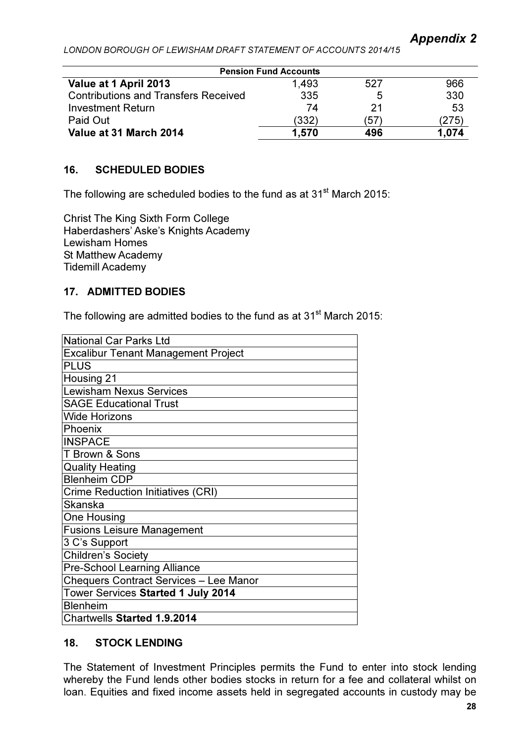| Pension Fund Accounts | | | |
|---|---|---|---|
| **Value at 1 April 2013** | 1,493 | 527 | 966 |
| Contributions and Transfers Received | 335 | 5 | 330 |
| Investment Return | 74 | 21 | 53 |
| Paid Out | (332) | (57) | (275) |
| **Value at 31 March 2014** | **1,570** | **496** | **1,074** |

## 16. SCHEDULED BODIES

The following are scheduled bodies to the fund as at 31st March 2015:

Christ The King Sixth Form College
Haberdashers' Aske's Knights Academy
Lewisham Homes
St Matthew Academy
Tidemill Academy

## 17. ADMITTED BODIES

The following are admitted bodies to the fund as at 31st March 2015:

| |
|---|
| National Car Parks Ltd |
| Excalibur Tenant Management Project |
| PLUS |
| Housing 21 |
| Lewisham Nexus Services |
| SAGE Educational Trust |
| Wide Horizons |
| Phoenix |
| INSPACE |
| T Brown & Sons |
| Quality Heating |
| Blenheim CDP |
| Crime Reduction Initiatives (CRI) |
| Skanska |
| One Housing |
| Fusions Leisure Management |
| 3 C's Support |
| Children's Society |
| Pre-School Learning Alliance |
| Chequers Contract Services – Lee Manor |
| Tower Services **Started 1 July 2014** |
| Blenheim |
| Chartwells **Started 1.9.2014** |

## 18. STOCK LENDING

The Statement of Investment Principles permits the Fund to enter into stock lending whereby the Fund lends other bodies stocks in return for a fee and collateral whilst on loan. Equities and fixed income assets held in segregated accounts in custody may be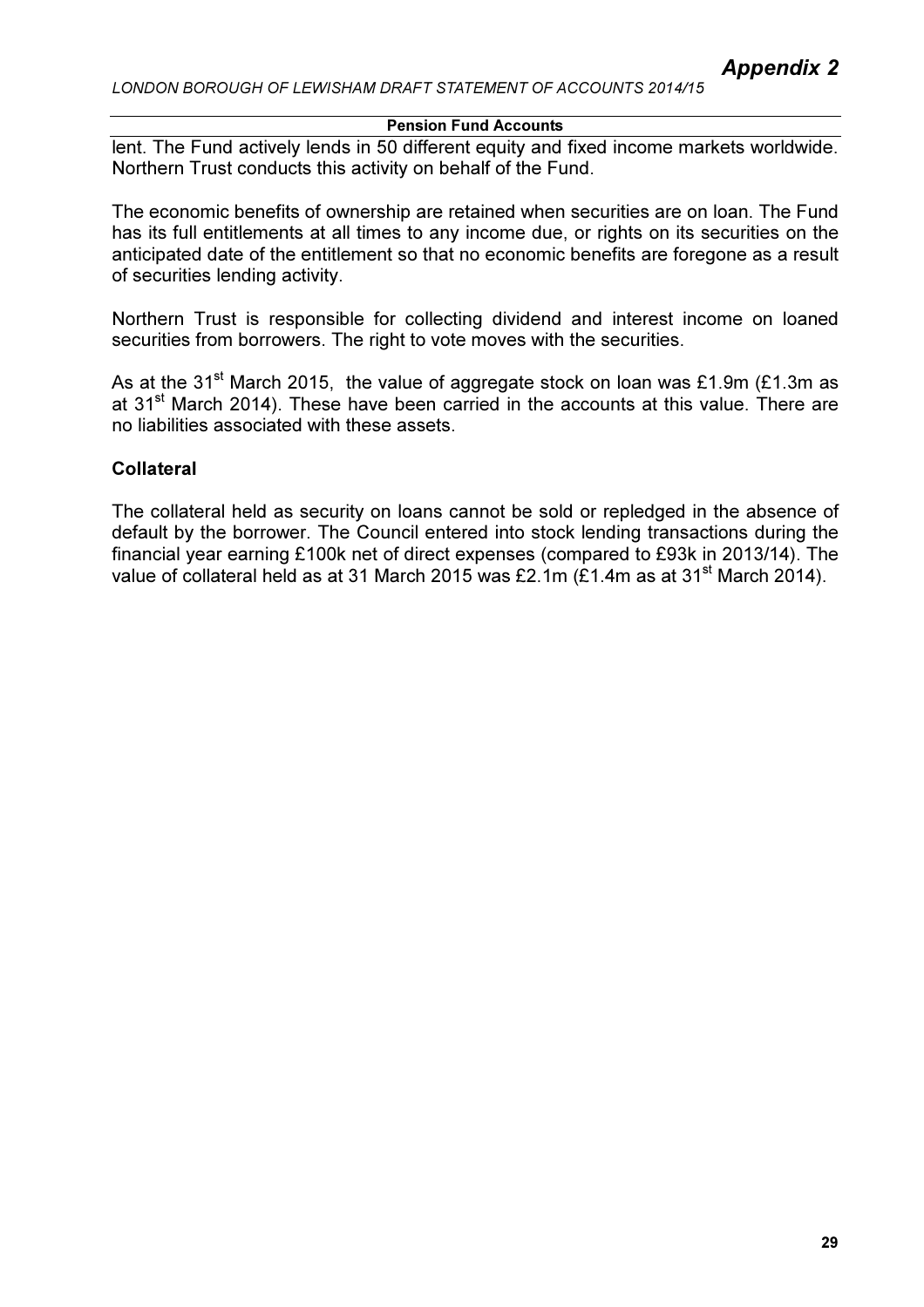lent. The Fund actively lends in 50 different equity and fixed income markets worldwide. Northern Trust conducts this activity on behalf of the Fund.

The economic benefits of ownership are retained when securities are on loan. The Fund has its full entitlements at all times to any income due, or rights on its securities on the anticipated date of the entitlement so that no economic benefits are foregone as a result of securities lending activity.

Northern Trust is responsible for collecting dividend and interest income on loaned securities from borrowers. The right to vote moves with the securities.

As at the 31st March 2015, the value of aggregate stock on loan was £1.9m (£1.3m as at 31st March 2014). These have been carried in the accounts at this value. There are no liabilities associated with these assets.

### Collateral

The collateral held as security on loans cannot be sold or repledged in the absence of default by the borrower. The Council entered into stock lending transactions during the financial year earning £100k net of direct expenses (compared to £93k in 2013/14). The value of collateral held as at 31 March 2015 was £2.1m (£1.4m as at 31st March 2014).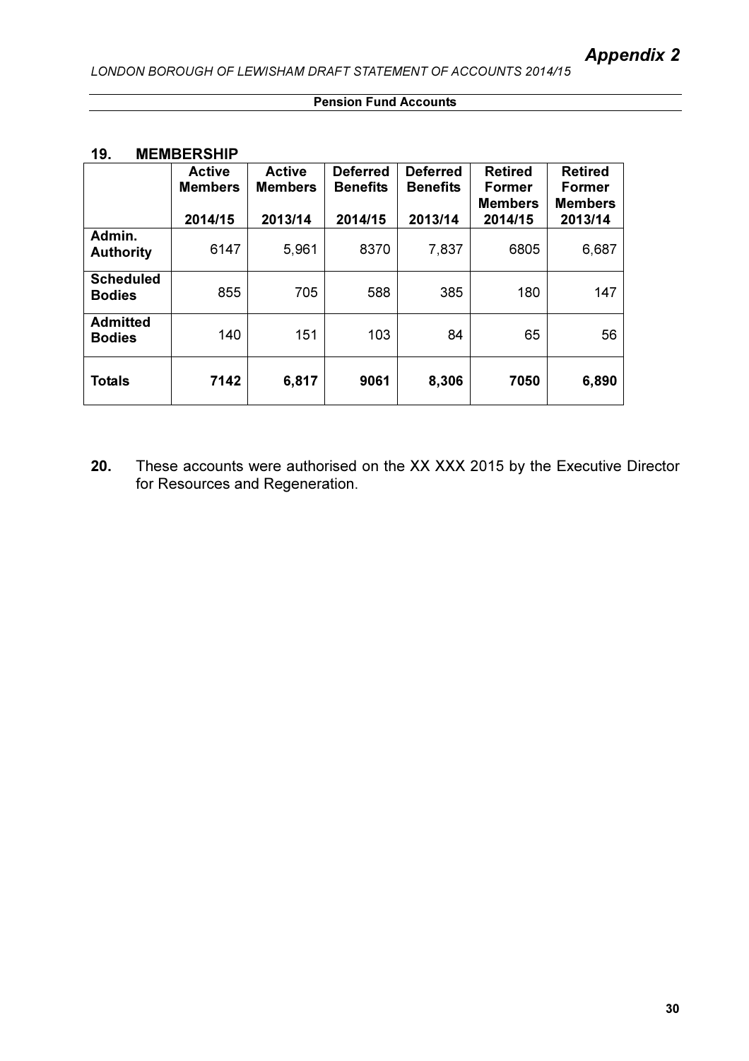## 19. MEMBERSHIP

| | Active Members 2014/15 | Active Members 2013/14 | Deferred Benefits 2014/15 | Deferred Benefits 2013/14 | Retired Former Members 2014/15 | Retired Former Members 2013/14 |
|---|---|---|---|---|---|---|
| **Admin. Authority** | 6147 | 5,961 | 8370 | 7,837 | 6805 | 6,687 |
| **Scheduled Bodies** | 855 | 705 | 588 | 385 | 180 | 147 |
| **Admitted Bodies** | 140 | 151 | 103 | 84 | 65 | 56 |
| **Totals** | **7142** | **6,817** | **9061** | **8,306** | **7050** | **6,890** |

**20.** These accounts were authorised on the XX XXX 2015 by the Executive Director for Resources and Regeneration.